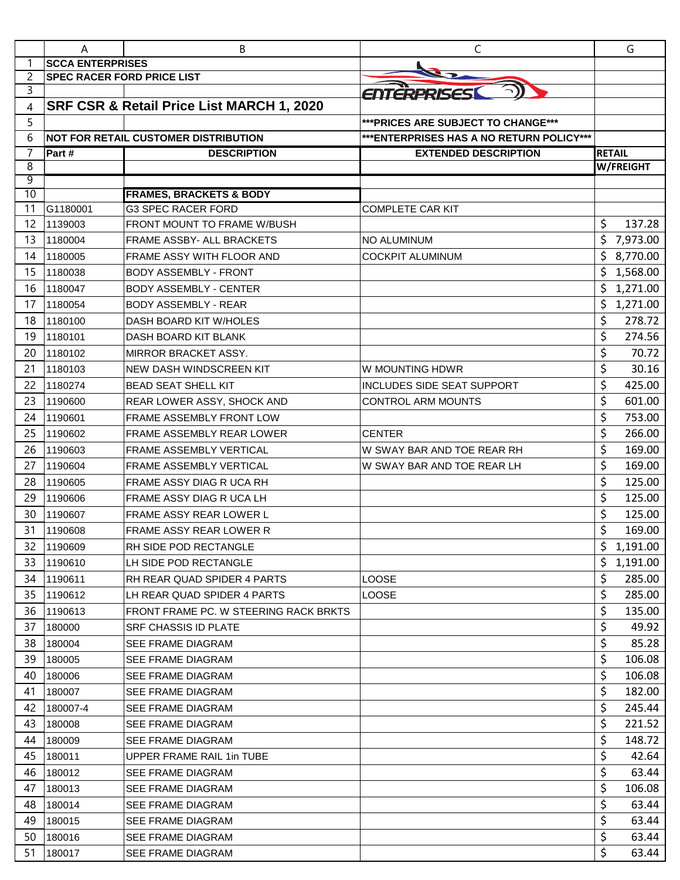SCCA ENTERPRISES

SPEC RACER FORD PRICE LIST

# SRF CSR & Retail Price List MARCH 1, 2020

***PRICES ARE SUBJECT TO CHANGE***

NOT FOR RETAIL CUSTOMER DISTRIBUTION

***ENTERPRISES HAS A NO RETURN POLICY***

| Part # | DESCRIPTION | EXTENDED DESCRIPTION | RETAIL W/FREIGHT |
|---|---|---|---|
| | **FRAMES, BRACKETS & BODY** | | |
| G1180001 | G3 SPEC RACER FORD | COMPLETE CAR KIT | |
| 1139003 | FRONT MOUNT TO FRAME W/BUSH | | $ 137.28 |
| 1180004 | FRAME ASSBY- ALL BRACKETS | NO ALUMINUM | $ 7,973.00 |
| 1180005 | FRAME ASSY WITH FLOOR AND | COCKPIT ALUMINUM | $ 8,770.00 |
| 1180038 | BODY ASSEMBLY - FRONT | | $ 1,568.00 |
| 1180047 | BODY ASSEMBLY - CENTER | | $ 1,271.00 |
| 1180054 | BODY ASSEMBLY - REAR | | $ 1,271.00 |
| 1180100 | DASH BOARD KIT W/HOLES | | $ 278.72 |
| 1180101 | DASH BOARD KIT BLANK | | $ 274.56 |
| 1180102 | MIRROR BRACKET ASSY. | | $ 70.72 |
| 1180103 | NEW DASH WINDSCREEN KIT | W MOUNTING HDWR | $ 30.16 |
| 1180274 | BEAD SEAT SHELL KIT | INCLUDES SIDE SEAT SUPPORT | $ 425.00 |
| 1190600 | REAR LOWER ASSY, SHOCK AND | CONTROL ARM MOUNTS | $ 601.00 |
| 1190601 | FRAME ASSEMBLY FRONT LOW | | $ 753.00 |
| 1190602 | FRAME ASSEMBLY REAR LOWER | CENTER | $ 266.00 |
| 1190603 | FRAME ASSEMBLY VERTICAL | W SWAY BAR AND TOE REAR RH | $ 169.00 |
| 1190604 | FRAME ASSEMBLY VERTICAL | W SWAY BAR AND TOE REAR LH | $ 169.00 |
| 1190605 | FRAME ASSY DIAG R UCA RH | | $ 125.00 |
| 1190606 | FRAME ASSY DIAG R UCA LH | | $ 125.00 |
| 1190607 | FRAME ASSY REAR LOWER L | | $ 125.00 |
| 1190608 | FRAME ASSY REAR LOWER R | | $ 169.00 |
| 1190609 | RH SIDE POD RECTANGLE | | $ 1,191.00 |
| 1190610 | LH SIDE POD RECTANGLE | | $ 1,191.00 |
| 1190611 | RH REAR QUAD SPIDER 4 PARTS | LOOSE | $ 285.00 |
| 1190612 | LH REAR QUAD SPIDER 4 PARTS | LOOSE | $ 285.00 |
| 1190613 | FRONT FRAME PC. W STEERING RACK BRKTS | | $ 135.00 |
| 180000 | SRF CHASSIS ID PLATE | | $ 49.92 |
| 180004 | SEE FRAME DIAGRAM | | $ 85.28 |
| 180005 | SEE FRAME DIAGRAM | | $ 106.08 |
| 180006 | SEE FRAME DIAGRAM | | $ 106.08 |
| 180007 | SEE FRAME DIAGRAM | | $ 182.00 |
| 180007-4 | SEE FRAME DIAGRAM | | $ 245.44 |
| 180008 | SEE FRAME DIAGRAM | | $ 221.52 |
| 180009 | SEE FRAME DIAGRAM | | $ 148.72 |
| 180011 | UPPER FRAME RAIL 1in TUBE | | $ 42.64 |
| 180012 | SEE FRAME DIAGRAM | | $ 63.44 |
| 180013 | SEE FRAME DIAGRAM | | $ 106.08 |
| 180014 | SEE FRAME DIAGRAM | | $ 63.44 |
| 180015 | SEE FRAME DIAGRAM | | $ 63.44 |
| 180016 | SEE FRAME DIAGRAM | | $ 63.44 |
| 180017 | SEE FRAME DIAGRAM | | $ 63.44 |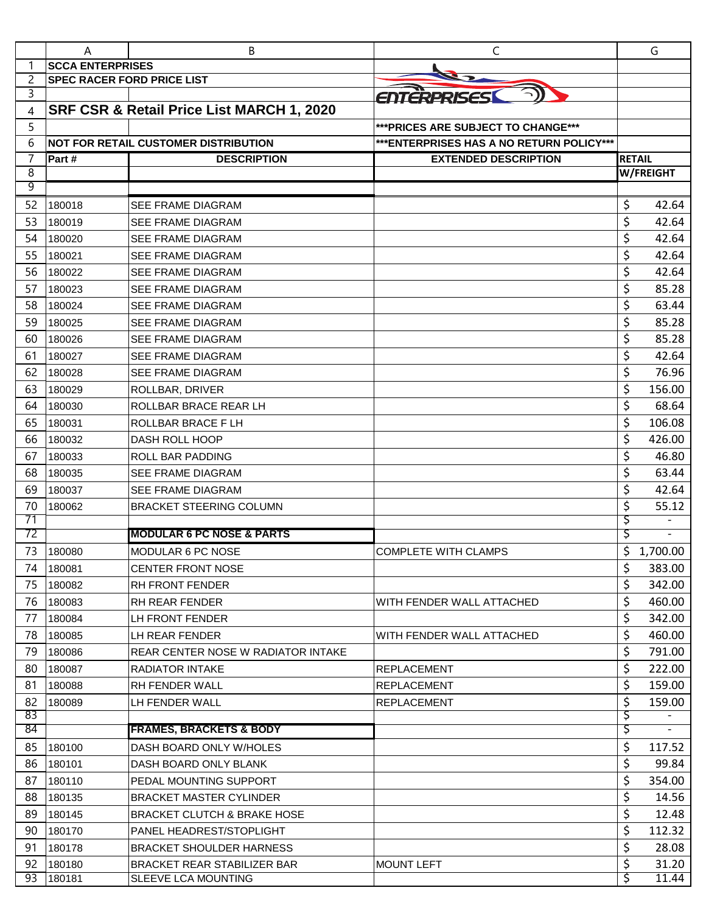**SCCA ENTERPRISES**

**SPEC RACER FORD PRICE LIST**

# SRF CSR & Retail Price List MARCH 1, 2020

***PRICES ARE SUBJECT TO CHANGE***

**NOT FOR RETAIL CUSTOMER DISTRIBUTION** | ***ENTERPRISES HAS A NO RETURN POLICY***

| Part # | DESCRIPTION | EXTENDED DESCRIPTION | RETAIL W/FREIGHT |
|---|---|---|---|
| 180018 | SEE FRAME DIAGRAM | | $ 42.64 |
| 180019 | SEE FRAME DIAGRAM | | $ 42.64 |
| 180020 | SEE FRAME DIAGRAM | | $ 42.64 |
| 180021 | SEE FRAME DIAGRAM | | $ 42.64 |
| 180022 | SEE FRAME DIAGRAM | | $ 42.64 |
| 180023 | SEE FRAME DIAGRAM | | $ 85.28 |
| 180024 | SEE FRAME DIAGRAM | | $ 63.44 |
| 180025 | SEE FRAME DIAGRAM | | $ 85.28 |
| 180026 | SEE FRAME DIAGRAM | | $ 85.28 |
| 180027 | SEE FRAME DIAGRAM | | $ 42.64 |
| 180028 | SEE FRAME DIAGRAM | | $ 76.96 |
| 180029 | ROLLBAR, DRIVER | | $ 156.00 |
| 180030 | ROLLBAR BRACE REAR LH | | $ 68.64 |
| 180031 | ROLLBAR BRACE F LH | | $ 106.08 |
| 180032 | DASH ROLL HOOP | | $ 426.00 |
| 180033 | ROLL BAR PADDING | | $ 46.80 |
| 180035 | SEE FRAME DIAGRAM | | $ 63.44 |
| 180037 | SEE FRAME DIAGRAM | | $ 42.64 |
| 180062 | BRACKET STEERING COLUMN | | $ 55.12 |
| | | | $ - |
| | **MODULAR 6 PC NOSE & PARTS** | | $ - |
| 180080 | MODULAR 6 PC NOSE | COMPLETE WITH CLAMPS | $ 1,700.00 |
| 180081 | CENTER FRONT NOSE | | $ 383.00 |
| 180082 | RH FRONT FENDER | | $ 342.00 |
| 180083 | RH REAR FENDER | WITH FENDER WALL ATTACHED | $ 460.00 |
| 180084 | LH FRONT FENDER | | $ 342.00 |
| 180085 | LH REAR FENDER | WITH FENDER WALL ATTACHED | $ 460.00 |
| 180086 | REAR CENTER NOSE W RADIATOR INTAKE | | $ 791.00 |
| 180087 | RADIATOR INTAKE | REPLACEMENT | $ 222.00 |
| 180088 | RH FENDER WALL | REPLACEMENT | $ 159.00 |
| 180089 | LH FENDER WALL | REPLACEMENT | $ 159.00 |
| | | | $ - |
| | **FRAMES, BRACKETS & BODY** | | $ - |
| 180100 | DASH BOARD ONLY W/HOLES | | $ 117.52 |
| 180101 | DASH BOARD ONLY BLANK | | $ 99.84 |
| 180110 | PEDAL MOUNTING SUPPORT | | $ 354.00 |
| 180135 | BRACKET MASTER CYLINDER | | $ 14.56 |
| 180145 | BRACKET CLUTCH & BRAKE HOSE | | $ 12.48 |
| 180170 | PANEL HEADREST/STOPLIGHT | | $ 112.32 |
| 180178 | BRACKET SHOULDER HARNESS | | $ 28.08 |
| 180180 | BRACKET REAR STABILIZER BAR | MOUNT LEFT | $ 31.20 |
| 180181 | SLEEVE LCA MOUNTING | | $ 11.44 |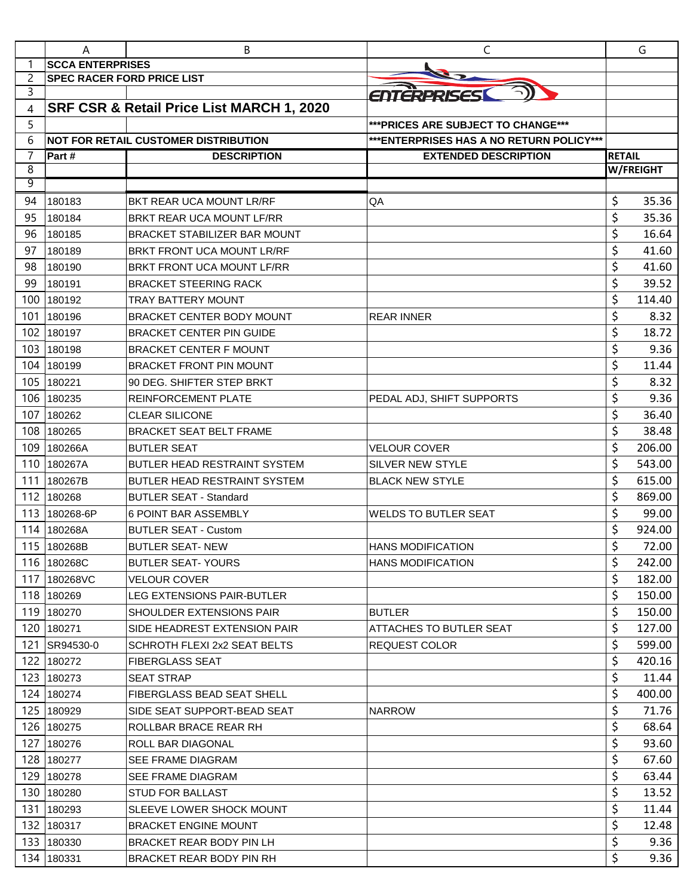**SCCA ENTERPRISES**

**SPEC RACER FORD PRICE LIST**

# SRF CSR & Retail Price List MARCH 1, 2020

***PRICES ARE SUBJECT TO CHANGE***

**NOT FOR RETAIL CUSTOMER DISTRIBUTION**

***ENTERPRISES HAS A NO RETURN POLICY***

| Part # | DESCRIPTION | EXTENDED DESCRIPTION | RETAIL W/FREIGHT |
|---|---|---|---|
| 180183 | BKT REAR UCA MOUNT LR/RF | QA | $ 35.36 |
| 180184 | BRKT REAR UCA MOUNT LF/RR | | $ 35.36 |
| 180185 | BRACKET STABILIZER BAR MOUNT | | $ 16.64 |
| 180189 | BRKT FRONT UCA MOUNT LR/RF | | $ 41.60 |
| 180190 | BRKT FRONT UCA MOUNT LF/RR | | $ 41.60 |
| 180191 | BRACKET STEERING RACK | | $ 39.52 |
| 180192 | TRAY BATTERY MOUNT | | $ 114.40 |
| 180196 | BRACKET CENTER BODY MOUNT | REAR INNER | $ 8.32 |
| 180197 | BRACKET CENTER PIN GUIDE | | $ 18.72 |
| 180198 | BRACKET CENTER F MOUNT | | $ 9.36 |
| 180199 | BRACKET FRONT PIN MOUNT | | $ 11.44 |
| 180221 | 90 DEG. SHIFTER STEP BRKT | | $ 8.32 |
| 180235 | REINFORCEMENT PLATE | PEDAL ADJ, SHIFT SUPPORTS | $ 9.36 |
| 180262 | CLEAR SILICONE | | $ 36.40 |
| 180265 | BRACKET SEAT BELT FRAME | | $ 38.48 |
| 180266A | BUTLER SEAT | VELOUR COVER | $ 206.00 |
| 180267A | BUTLER HEAD RESTRAINT SYSTEM | SILVER NEW STYLE | $ 543.00 |
| 180267B | BUTLER HEAD RESTRAINT SYSTEM | BLACK NEW STYLE | $ 615.00 |
| 180268 | BUTLER SEAT - Standard | | $ 869.00 |
| 180268-6P | 6 POINT BAR ASSEMBLY | WELDS TO BUTLER SEAT | $ 99.00 |
| 180268A | BUTLER SEAT - Custom | | $ 924.00 |
| 180268B | BUTLER SEAT- NEW | HANS MODIFICATION | $ 72.00 |
| 180268C | BUTLER SEAT- YOURS | HANS MODIFICATION | $ 242.00 |
| 180268VC | VELOUR COVER | | $ 182.00 |
| 180269 | LEG EXTENSIONS PAIR-BUTLER | | $ 150.00 |
| 180270 | SHOULDER EXTENSIONS PAIR | BUTLER | $ 150.00 |
| 180271 | SIDE HEADREST EXTENSION PAIR | ATTACHES TO BUTLER SEAT | $ 127.00 |
| SR94530-0 | SCHROTH FLEXI 2x2 SEAT BELTS | REQUEST COLOR | $ 599.00 |
| 180272 | FIBERGLASS SEAT | | $ 420.16 |
| 180273 | SEAT STRAP | | $ 11.44 |
| 180274 | FIBERGLASS BEAD SEAT SHELL | | $ 400.00 |
| 180929 | SIDE SEAT SUPPORT-BEAD SEAT | NARROW | $ 71.76 |
| 180275 | ROLLBAR BRACE REAR RH | | $ 68.64 |
| 180276 | ROLL BAR DIAGONAL | | $ 93.60 |
| 180277 | SEE FRAME DIAGRAM | | $ 67.60 |
| 180278 | SEE FRAME DIAGRAM | | $ 63.44 |
| 180280 | STUD FOR BALLAST | | $ 13.52 |
| 180293 | SLEEVE LOWER SHOCK MOUNT | | $ 11.44 |
| 180317 | BRACKET ENGINE MOUNT | | $ 12.48 |
| 180330 | BRACKET REAR BODY PIN LH | | $ 9.36 |
| 180331 | BRACKET REAR BODY PIN RH | | $ 9.36 |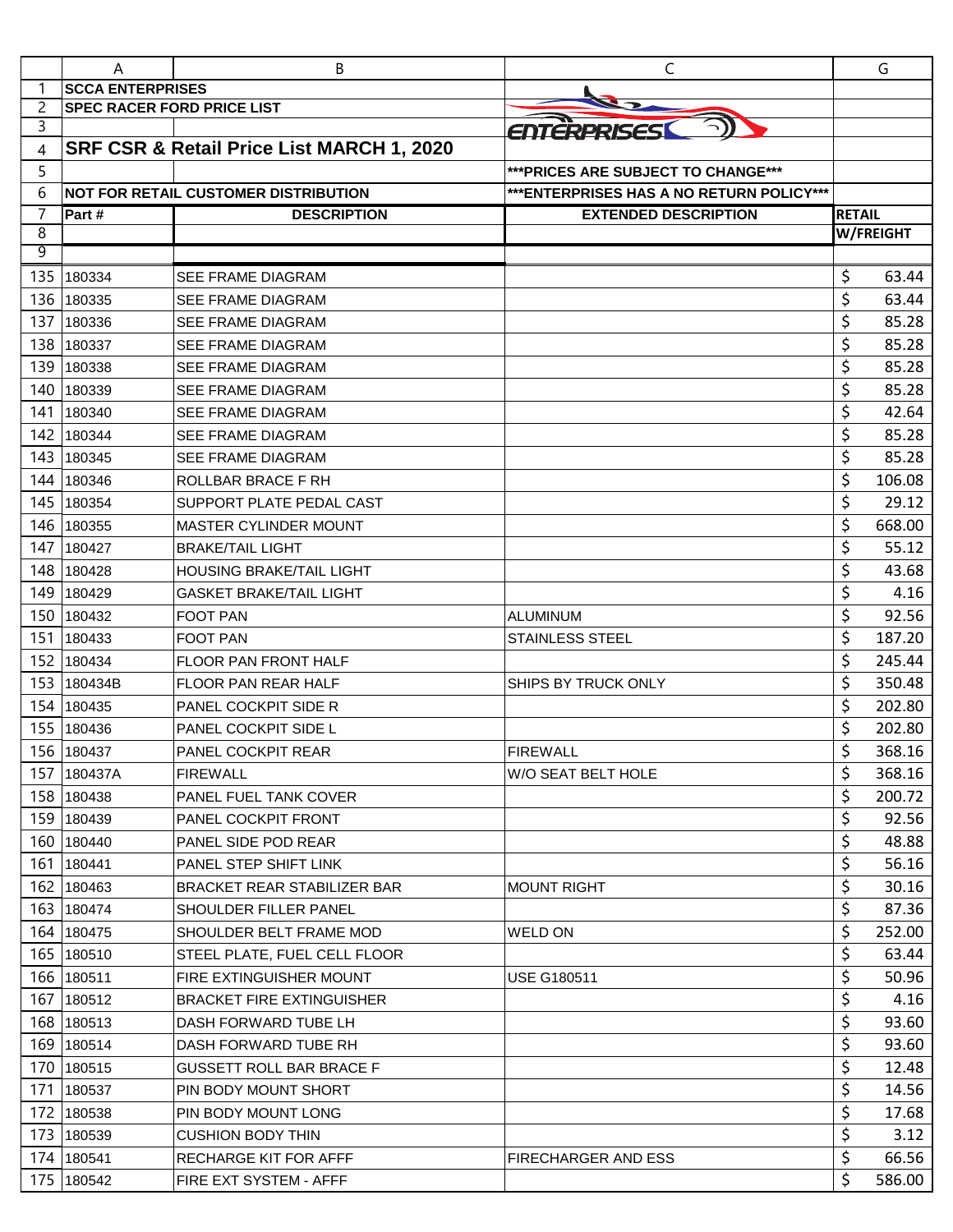SCCA ENTERPRISES

SPEC RACER FORD PRICE LIST

# SRF CSR & Retail Price List MARCH 1, 2020

***PRICES ARE SUBJECT TO CHANGE***

NOT FOR RETAIL CUSTOMER DISTRIBUTION

***ENTERPRISES HAS A NO RETURN POLICY***

| Part # | DESCRIPTION | EXTENDED DESCRIPTION | RETAIL W/FREIGHT |
|---|---|---|---|
| 180334 | SEE FRAME DIAGRAM | | $ 63.44 |
| 180335 | SEE FRAME DIAGRAM | | $ 63.44 |
| 180336 | SEE FRAME DIAGRAM | | $ 85.28 |
| 180337 | SEE FRAME DIAGRAM | | $ 85.28 |
| 180338 | SEE FRAME DIAGRAM | | $ 85.28 |
| 180339 | SEE FRAME DIAGRAM | | $ 85.28 |
| 180340 | SEE FRAME DIAGRAM | | $ 42.64 |
| 180344 | SEE FRAME DIAGRAM | | $ 85.28 |
| 180345 | SEE FRAME DIAGRAM | | $ 85.28 |
| 180346 | ROLLBAR BRACE F RH | | $ 106.08 |
| 180354 | SUPPORT PLATE PEDAL CAST | | $ 29.12 |
| 180355 | MASTER CYLINDER MOUNT | | $ 668.00 |
| 180427 | BRAKE/TAIL LIGHT | | $ 55.12 |
| 180428 | HOUSING BRAKE/TAIL LIGHT | | $ 43.68 |
| 180429 | GASKET BRAKE/TAIL LIGHT | | $ 4.16 |
| 180432 | FOOT PAN | ALUMINUM | $ 92.56 |
| 180433 | FOOT PAN | STAINLESS STEEL | $ 187.20 |
| 180434 | FLOOR PAN FRONT HALF | | $ 245.44 |
| 180434B | FLOOR PAN REAR HALF | SHIPS BY TRUCK ONLY | $ 350.48 |
| 180435 | PANEL COCKPIT SIDE R | | $ 202.80 |
| 180436 | PANEL COCKPIT SIDE L | | $ 202.80 |
| 180437 | PANEL COCKPIT REAR | FIREWALL | $ 368.16 |
| 180437A | FIREWALL | W/O SEAT BELT HOLE | $ 368.16 |
| 180438 | PANEL FUEL TANK COVER | | $ 200.72 |
| 180439 | PANEL COCKPIT FRONT | | $ 92.56 |
| 180440 | PANEL SIDE POD REAR | | $ 48.88 |
| 180441 | PANEL STEP SHIFT LINK | | $ 56.16 |
| 180463 | BRACKET REAR STABILIZER BAR | MOUNT RIGHT | $ 30.16 |
| 180474 | SHOULDER FILLER PANEL | | $ 87.36 |
| 180475 | SHOULDER BELT FRAME MOD | WELD ON | $ 252.00 |
| 180510 | STEEL PLATE, FUEL CELL FLOOR | | $ 63.44 |
| 180511 | FIRE EXTINGUISHER MOUNT | USE G180511 | $ 50.96 |
| 180512 | BRACKET FIRE EXTINGUISHER | | $ 4.16 |
| 180513 | DASH FORWARD TUBE LH | | $ 93.60 |
| 180514 | DASH FORWARD TUBE RH | | $ 93.60 |
| 180515 | GUSSETT ROLL BAR BRACE F | | $ 12.48 |
| 180537 | PIN BODY MOUNT SHORT | | $ 14.56 |
| 180538 | PIN BODY MOUNT LONG | | $ 17.68 |
| 180539 | CUSHION BODY THIN | | $ 3.12 |
| 180541 | RECHARGE KIT FOR AFFF | FIRECHARGER AND ESS | $ 66.56 |
| 180542 | FIRE EXT SYSTEM - AFFF | | $ 586.00 |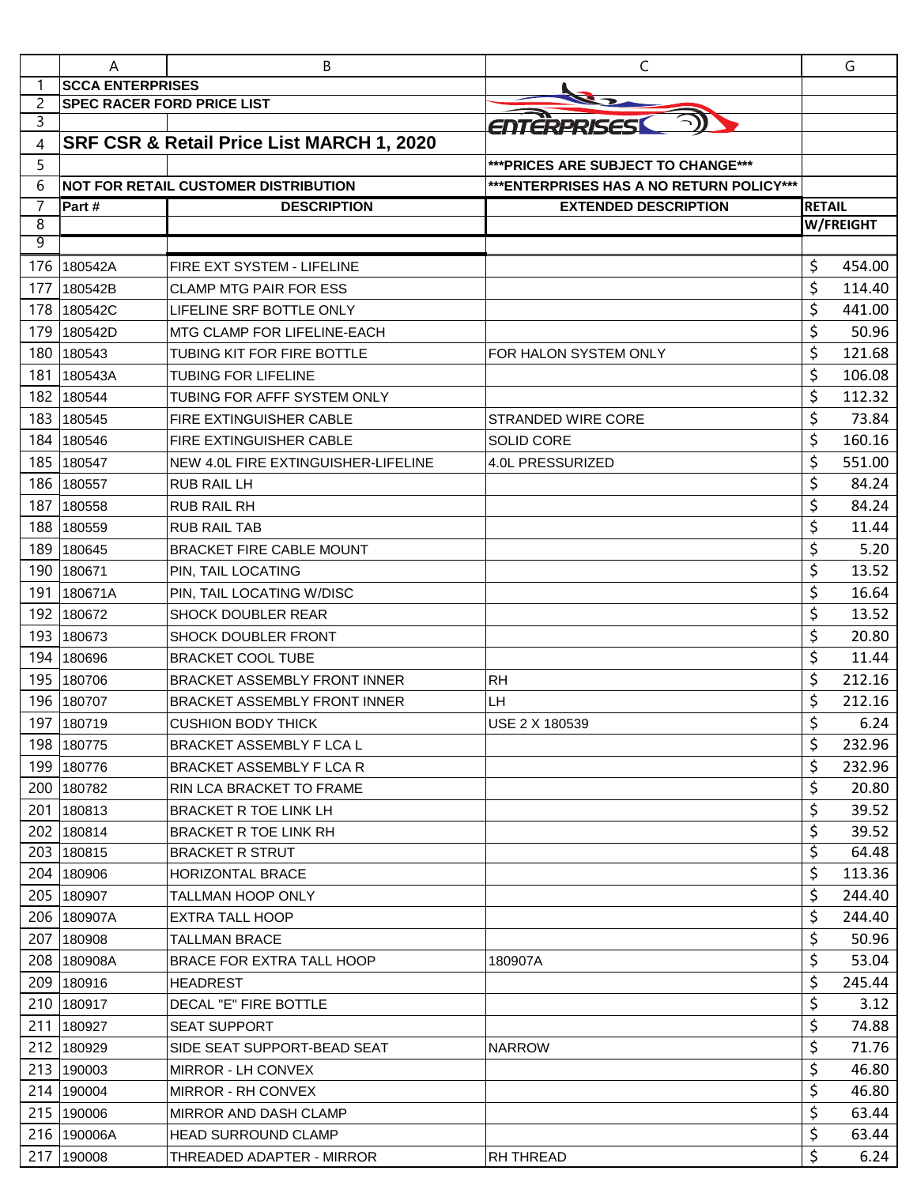**SCCA ENTERPRISES**

**SPEC RACER FORD PRICE LIST**

# SRF CSR & Retail Price List MARCH 1, 2020

*****PRICES ARE SUBJECT TO CHANGE*****

**NOT FOR RETAIL CUSTOMER DISTRIBUTION**

*****ENTERPRISES HAS A NO RETURN POLICY*****

| Part # | DESCRIPTION | EXTENDED DESCRIPTION | RETAIL W/FREIGHT |
|---|---|---|---|
| 180542A | FIRE EXT SYSTEM - LIFELINE | | $ 454.00 |
| 180542B | CLAMP MTG PAIR FOR ESS | | $ 114.40 |
| 180542C | LIFELINE SRF BOTTLE ONLY | | $ 441.00 |
| 180542D | MTG CLAMP FOR LIFELINE-EACH | | $ 50.96 |
| 180543 | TUBING KIT FOR FIRE BOTTLE | FOR HALON SYSTEM ONLY | $ 121.68 |
| 180543A | TUBING FOR LIFELINE | | $ 106.08 |
| 180544 | TUBING FOR AFFF SYSTEM ONLY | | $ 112.32 |
| 180545 | FIRE EXTINGUISHER CABLE | STRANDED WIRE CORE | $ 73.84 |
| 180546 | FIRE EXTINGUISHER CABLE | SOLID CORE | $ 160.16 |
| 180547 | NEW 4.0L FIRE EXTINGUISHER-LIFELINE | 4.0L PRESSURIZED | $ 551.00 |
| 180557 | RUB RAIL LH | | $ 84.24 |
| 180558 | RUB RAIL RH | | $ 84.24 |
| 180559 | RUB RAIL TAB | | $ 11.44 |
| 180645 | BRACKET FIRE CABLE MOUNT | | $ 5.20 |
| 180671 | PIN, TAIL LOCATING | | $ 13.52 |
| 180671A | PIN, TAIL LOCATING W/DISC | | $ 16.64 |
| 180672 | SHOCK DOUBLER REAR | | $ 13.52 |
| 180673 | SHOCK DOUBLER FRONT | | $ 20.80 |
| 180696 | BRACKET COOL TUBE | | $ 11.44 |
| 180706 | BRACKET ASSEMBLY FRONT INNER | RH | $ 212.16 |
| 180707 | BRACKET ASSEMBLY FRONT INNER | LH | $ 212.16 |
| 180719 | CUSHION BODY THICK | USE 2 X 180539 | $ 6.24 |
| 180775 | BRACKET ASSEMBLY F LCA L | | $ 232.96 |
| 180776 | BRACKET ASSEMBLY F LCA R | | $ 232.96 |
| 180782 | RIN LCA BRACKET TO FRAME | | $ 20.80 |
| 180813 | BRACKET R TOE LINK LH | | $ 39.52 |
| 180814 | BRACKET R TOE LINK RH | | $ 39.52 |
| 180815 | BRACKET R STRUT | | $ 64.48 |
| 180906 | HORIZONTAL BRACE | | $ 113.36 |
| 180907 | TALLMAN HOOP ONLY | | $ 244.40 |
| 180907A | EXTRA TALL HOOP | | $ 244.40 |
| 180908 | TALLMAN BRACE | | $ 50.96 |
| 180908A | BRACE FOR EXTRA TALL HOOP | 180907A | $ 53.04 |
| 180916 | HEADREST | | $ 245.44 |
| 180917 | DECAL "E" FIRE BOTTLE | | $ 3.12 |
| 180927 | SEAT SUPPORT | | $ 74.88 |
| 180929 | SIDE SEAT SUPPORT-BEAD SEAT | NARROW | $ 71.76 |
| 190003 | MIRROR - LH CONVEX | | $ 46.80 |
| 190004 | MIRROR - RH CONVEX | | $ 46.80 |
| 190006 | MIRROR AND DASH CLAMP | | $ 63.44 |
| 190006A | HEAD SURROUND CLAMP | | $ 63.44 |
| 190008 | THREADED ADAPTER - MIRROR | RH THREAD | $ 6.24 |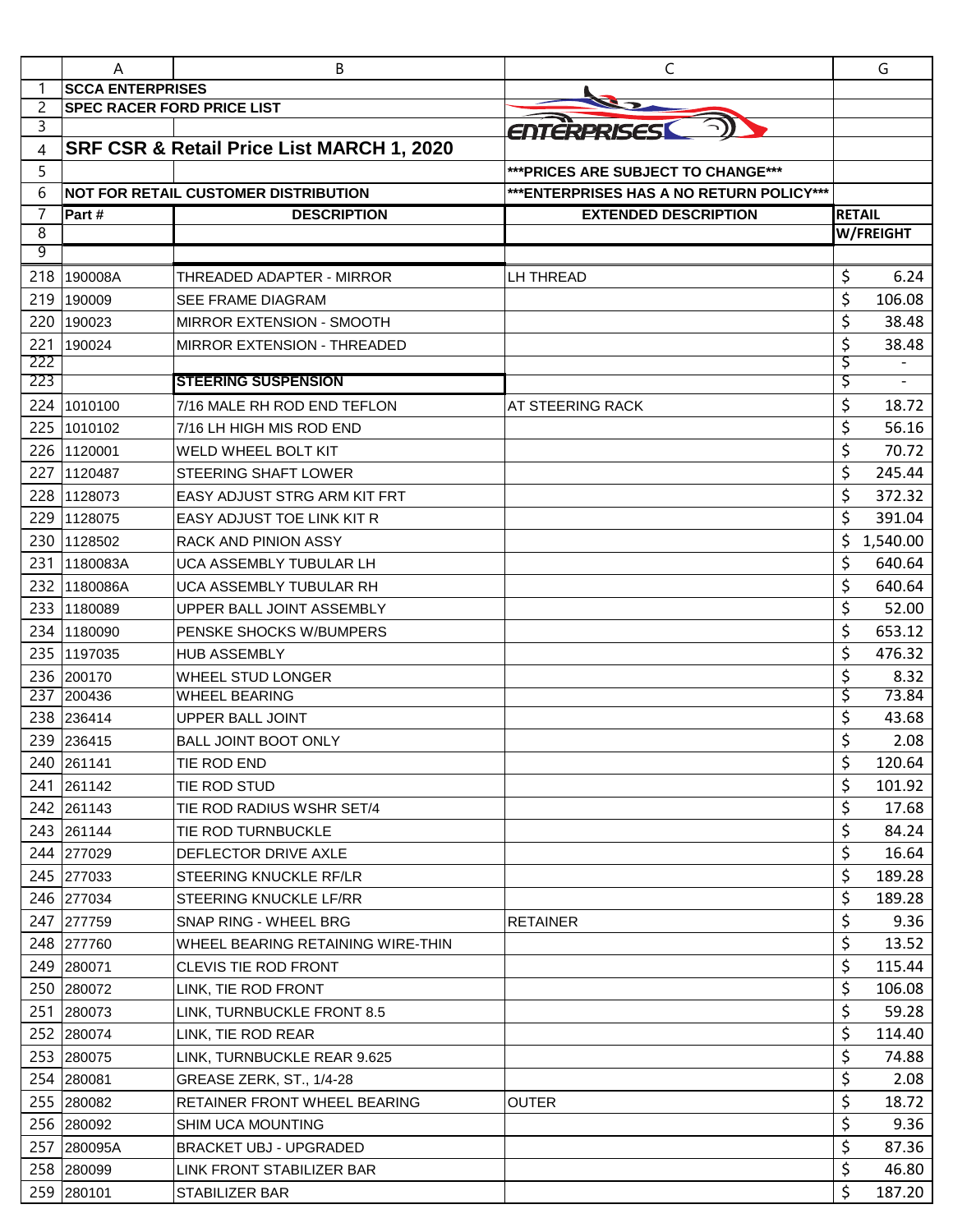| A | B | C | G |
|---|---|---|---|
| **SCCA ENTERPRISES** | | | |
| **SPEC RACER FORD PRICE LIST** | | | |
| | | ENTERPRISES | |
| **SRF CSR & Retail Price List MARCH 1, 2020** | | | |
| | | **\*\*\*PRICES ARE SUBJECT TO CHANGE\*\*\*** | |
| **NOT FOR RETAIL CUSTOMER DISTRIBUTION** | | **\*\*\*ENTERPRISES HAS A NO RETURN POLICY\*\*\*** | |
| **Part #** | **DESCRIPTION** | **EXTENDED DESCRIPTION** | **RETAIL W/FREIGHT** |
| 190008A | THREADED ADAPTER - MIRROR | LH THREAD | $ 6.24 |
| 190009 | SEE FRAME DIAGRAM | | $ 106.08 |
| 190023 | MIRROR EXTENSION - SMOOTH | | $ 38.48 |
| 190024 | MIRROR EXTENSION - THREADED | | $ 38.48 |
| | | | $ - |
| | **STEERING SUSPENSION** | | $ - |
| 1010100 | 7/16 MALE RH ROD END TEFLON | AT STEERING RACK | $ 18.72 |
| 1010102 | 7/16 LH HIGH MIS ROD END | | $ 56.16 |
| 1120001 | WELD WHEEL BOLT KIT | | $ 70.72 |
| 1120487 | STEERING SHAFT LOWER | | $ 245.44 |
| 1128073 | EASY ADJUST STRG ARM KIT FRT | | $ 372.32 |
| 1128075 | EASY ADJUST TOE LINK KIT R | | $ 391.04 |
| 1128502 | RACK AND PINION ASSY | | $ 1,540.00 |
| 1180083A | UCA ASSEMBLY TUBULAR LH | | $ 640.64 |
| 1180086A | UCA ASSEMBLY TUBULAR RH | | $ 640.64 |
| 1180089 | UPPER BALL JOINT ASSEMBLY | | $ 52.00 |
| 1180090 | PENSKE SHOCKS W/BUMPERS | | $ 653.12 |
| 1197035 | HUB ASSEMBLY | | $ 476.32 |
| 200170 | WHEEL STUD LONGER | | $ 8.32 |
| 200436 | WHEEL BEARING | | $ 73.84 |
| 236414 | UPPER BALL JOINT | | $ 43.68 |
| 236415 | BALL JOINT BOOT ONLY | | $ 2.08 |
| 261141 | TIE ROD END | | $ 120.64 |
| 261142 | TIE ROD STUD | | $ 101.92 |
| 261143 | TIE ROD RADIUS WSHR SET/4 | | $ 17.68 |
| 261144 | TIE ROD TURNBUCKLE | | $ 84.24 |
| 277029 | DEFLECTOR DRIVE AXLE | | $ 16.64 |
| 277033 | STEERING KNUCKLE RF/LR | | $ 189.28 |
| 277034 | STEERING KNUCKLE LF/RR | | $ 189.28 |
| 277759 | SNAP RING - WHEEL BRG | RETAINER | $ 9.36 |
| 277760 | WHEEL BEARING RETAINING WIRE-THIN | | $ 13.52 |
| 280071 | CLEVIS TIE ROD FRONT | | $ 115.44 |
| 280072 | LINK, TIE ROD FRONT | | $ 106.08 |
| 280073 | LINK, TURNBUCKLE FRONT 8.5 | | $ 59.28 |
| 280074 | LINK, TIE ROD REAR | | $ 114.40 |
| 280075 | LINK, TURNBUCKLE REAR 9.625 | | $ 74.88 |
| 280081 | GREASE ZERK, ST., 1/4-28 | | $ 2.08 |
| 280082 | RETAINER FRONT WHEEL BEARING | OUTER | $ 18.72 |
| 280092 | SHIM UCA MOUNTING | | $ 9.36 |
| 280095A | BRACKET UBJ - UPGRADED | | $ 87.36 |
| 280099 | LINK FRONT STABILIZER BAR | | $ 46.80 |
| 280101 | STABILIZER BAR | | $ 187.20 |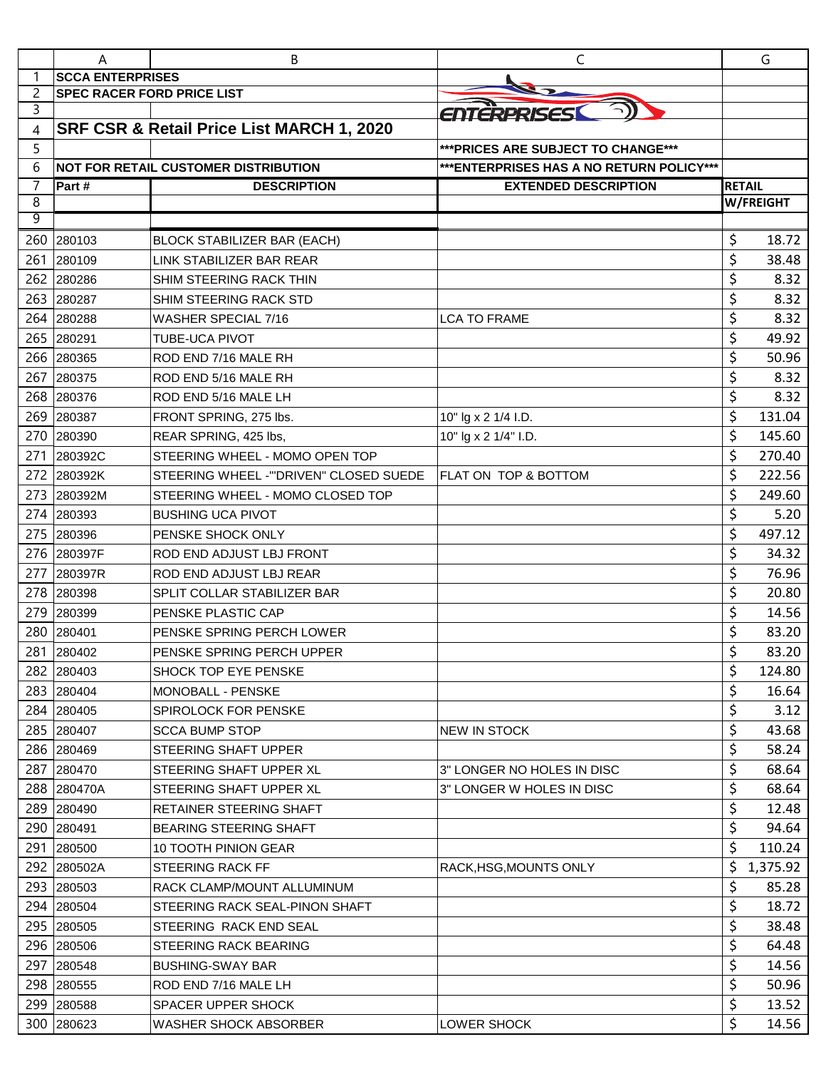**SCCA ENTERPRISES**

**SPEC RACER FORD PRICE LIST**

# SRF CSR & Retail Price List MARCH 1, 2020

**NOT FOR RETAIL CUSTOMER DISTRIBUTION**

*****PRICES ARE SUBJECT TO CHANGE*****

*****ENTERPRISES HAS A NO RETURN POLICY*****

| Part # | DESCRIPTION | EXTENDED DESCRIPTION | RETAIL W/FREIGHT |
|---|---|---|---|
| 280103 | BLOCK STABILIZER BAR (EACH) | | $ 18.72 |
| 280109 | LINK STABILIZER BAR REAR | | $ 38.48 |
| 280286 | SHIM STEERING RACK THIN | | $ 8.32 |
| 280287 | SHIM STEERING RACK STD | | $ 8.32 |
| 280288 | WASHER SPECIAL 7/16 | LCA TO FRAME | $ 8.32 |
| 280291 | TUBE-UCA PIVOT | | $ 49.92 |
| 280365 | ROD END 7/16 MALE RH | | $ 50.96 |
| 280375 | ROD END 5/16 MALE RH | | $ 8.32 |
| 280376 | ROD END 5/16 MALE LH | | $ 8.32 |
| 280387 | FRONT SPRING, 275 lbs. | 10" lg x 2 1/4 I.D. | $ 131.04 |
| 280390 | REAR SPRING, 425 lbs, | 10" lg x 2 1/4" I.D. | $ 145.60 |
| 280392C | STEERING WHEEL - MOMO OPEN TOP | | $ 270.40 |
| 280392K | STEERING WHEEL -"'DRIVEN" CLOSED SUEDE | FLAT ON TOP & BOTTOM | $ 222.56 |
| 280392M | STEERING WHEEL - MOMO CLOSED TOP | | $ 249.60 |
| 280393 | BUSHING UCA PIVOT | | $ 5.20 |
| 280396 | PENSKE SHOCK ONLY | | $ 497.12 |
| 280397F | ROD END ADJUST LBJ FRONT | | $ 34.32 |
| 280397R | ROD END ADJUST LBJ REAR | | $ 76.96 |
| 280398 | SPLIT COLLAR STABILIZER BAR | | $ 20.80 |
| 280399 | PENSKE PLASTIC CAP | | $ 14.56 |
| 280401 | PENSKE SPRING PERCH LOWER | | $ 83.20 |
| 280402 | PENSKE SPRING PERCH UPPER | | $ 83.20 |
| 280403 | SHOCK TOP EYE PENSKE | | $ 124.80 |
| 280404 | MONOBALL - PENSKE | | $ 16.64 |
| 280405 | SPIROLOCK FOR PENSKE | | $ 3.12 |
| 280407 | SCCA BUMP STOP | NEW IN STOCK | $ 43.68 |
| 280469 | STEERING SHAFT UPPER | | $ 58.24 |
| 280470 | STEERING SHAFT UPPER XL | 3" LONGER NO HOLES IN DISC | $ 68.64 |
| 280470A | STEERING SHAFT UPPER XL | 3" LONGER W HOLES IN DISC | $ 68.64 |
| 280490 | RETAINER STEERING SHAFT | | $ 12.48 |
| 280491 | BEARING STEERING SHAFT | | $ 94.64 |
| 280500 | 10 TOOTH PINION GEAR | | $ 110.24 |
| 280502A | STEERING RACK FF | RACK,HSG,MOUNTS ONLY | $ 1,375.92 |
| 280503 | RACK CLAMP/MOUNT ALLUMINUM | | $ 85.28 |
| 280504 | STEERING RACK SEAL-PINON SHAFT | | $ 18.72 |
| 280505 | STEERING RACK END SEAL | | $ 38.48 |
| 280506 | STEERING RACK BEARING | | $ 64.48 |
| 280548 | BUSHING-SWAY BAR | | $ 14.56 |
| 280555 | ROD END 7/16 MALE LH | | $ 50.96 |
| 280588 | SPACER UPPER SHOCK | | $ 13.52 |
| 280623 | WASHER SHOCK ABSORBER | LOWER SHOCK | $ 14.56 |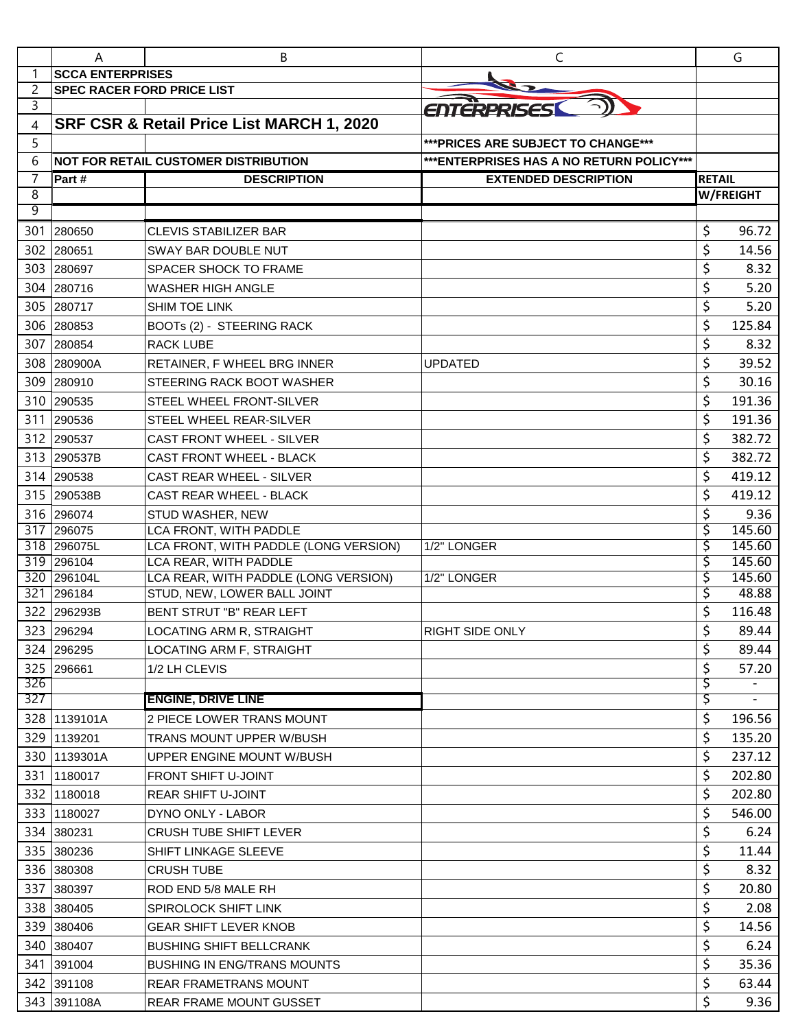| | A | B | C | G |
|---|---|---|---|---|
| 1 | **SCCA ENTERPRISES** | | | |
| 2 | **SPEC RACER FORD PRICE LIST** | | | |
| 3 | | | | |
| 4 | **SRF CSR & Retail Price List MARCH 1, 2020** | | | |
| 5 | | | **\*\*\*PRICES ARE SUBJECT TO CHANGE\*\*\*** | |
| 6 | **NOT FOR RETAIL CUSTOMER DISTRIBUTION** | | **\*\*\*ENTERPRISES HAS A NO RETURN POLICY\*\*\*** | |
| 7 | **Part #** | **DESCRIPTION** | **EXTENDED DESCRIPTION** | **RETAIL** |
| 8 | | | | **W/FREIGHT** |
| 9 | | | | |
| 301 | 280650 | CLEVIS STABILIZER BAR | | $ 96.72 |
| 302 | 280651 | SWAY BAR DOUBLE NUT | | $ 14.56 |
| 303 | 280697 | SPACER SHOCK TO FRAME | | $ 8.32 |
| 304 | 280716 | WASHER HIGH ANGLE | | $ 5.20 |
| 305 | 280717 | SHIM TOE LINK | | $ 5.20 |
| 306 | 280853 | BOOTs (2) - STEERING RACK | | $ 125.84 |
| 307 | 280854 | RACK LUBE | | $ 8.32 |
| 308 | 280900A | RETAINER, F WHEEL BRG INNER | UPDATED | $ 39.52 |
| 309 | 280910 | STEERING RACK BOOT WASHER | | $ 30.16 |
| 310 | 290535 | STEEL WHEEL FRONT-SILVER | | $ 191.36 |
| 311 | 290536 | STEEL WHEEL REAR-SILVER | | $ 191.36 |
| 312 | 290537 | CAST FRONT WHEEL - SILVER | | $ 382.72 |
| 313 | 290537B | CAST FRONT WHEEL - BLACK | | $ 382.72 |
| 314 | 290538 | CAST REAR WHEEL - SILVER | | $ 419.12 |
| 315 | 290538B | CAST REAR WHEEL - BLACK | | $ 419.12 |
| 316 | 296074 | STUD WASHER, NEW | | $ 9.36 |
| 317 | 296075 | LCA FRONT, WITH PADDLE | | $ 145.60 |
| 318 | 296075L | LCA FRONT, WITH PADDLE (LONG VERSION) | 1/2" LONGER | $ 145.60 |
| 319 | 296104 | LCA REAR, WITH PADDLE | | $ 145.60 |
| 320 | 296104L | LCA REAR, WITH PADDLE (LONG VERSION) | 1/2" LONGER | $ 145.60 |
| 321 | 296184 | STUD, NEW, LOWER BALL JOINT | | $ 48.88 |
| 322 | 296293B | BENT STRUT "B" REAR LEFT | | $ 116.48 |
| 323 | 296294 | LOCATING ARM R, STRAIGHT | RIGHT SIDE ONLY | $ 89.44 |
| 324 | 296295 | LOCATING ARM F, STRAIGHT | | $ 89.44 |
| 325 | 296661 | 1/2 LH CLEVIS | | $ 57.20 |
| 326 | | | | $ - |
| 327 | | **ENGINE, DRIVE LINE** | | $ - |
| 328 | 1139101A | 2 PIECE LOWER TRANS MOUNT | | $ 196.56 |
| 329 | 1139201 | TRANS MOUNT UPPER W/BUSH | | $ 135.20 |
| 330 | 1139301A | UPPER ENGINE MOUNT W/BUSH | | $ 237.12 |
| 331 | 1180017 | FRONT SHIFT U-JOINT | | $ 202.80 |
| 332 | 1180018 | REAR SHIFT U-JOINT | | $ 202.80 |
| 333 | 1180027 | DYNO ONLY - LABOR | | $ 546.00 |
| 334 | 380231 | CRUSH TUBE SHIFT LEVER | | $ 6.24 |
| 335 | 380236 | SHIFT LINKAGE SLEEVE | | $ 11.44 |
| 336 | 380308 | CRUSH TUBE | | $ 8.32 |
| 337 | 380397 | ROD END 5/8 MALE RH | | $ 20.80 |
| 338 | 380405 | SPIROLOCK SHIFT LINK | | $ 2.08 |
| 339 | 380406 | GEAR SHIFT LEVER KNOB | | $ 14.56 |
| 340 | 380407 | BUSHING SHIFT BELLCRANK | | $ 6.24 |
| 341 | 391004 | BUSHING IN ENG/TRANS MOUNTS | | $ 35.36 |
| 342 | 391108 | REAR FRAMETRANS MOUNT | | $ 63.44 |
| 343 | 391108A | REAR FRAME MOUNT GUSSET | | $ 9.36 |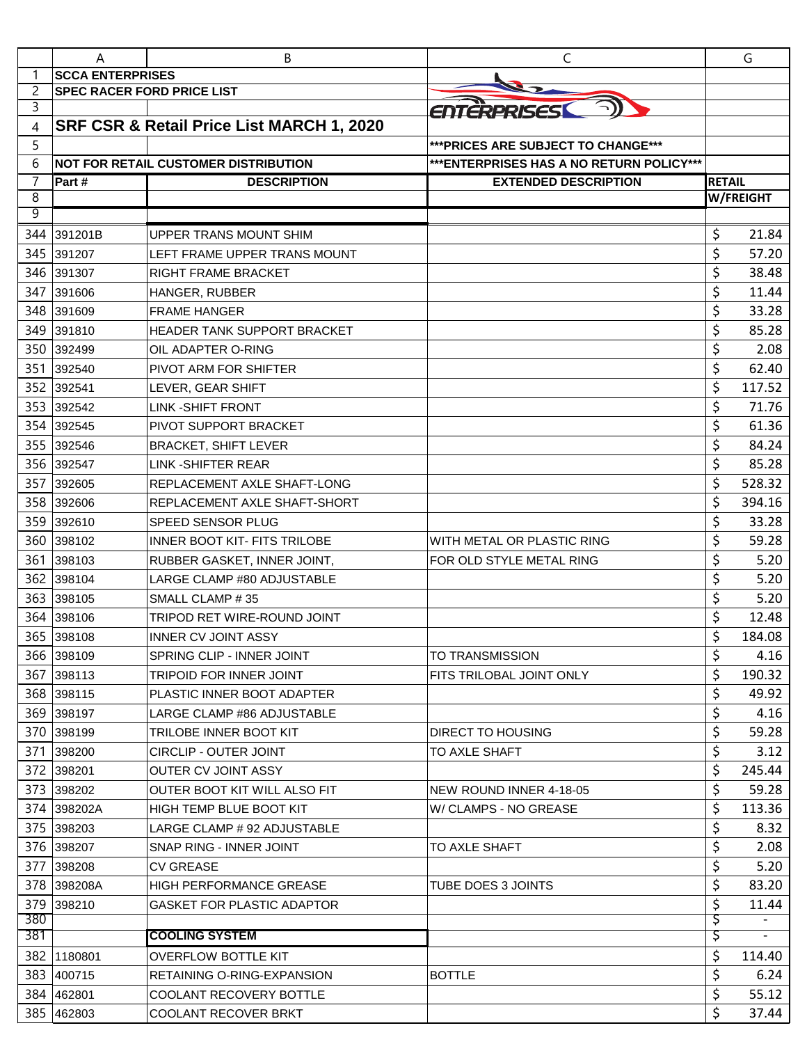SCCA ENTERPRISES

SPEC RACER FORD PRICE LIST

# SRF CSR & Retail Price List MARCH 1, 2020

***PRICES ARE SUBJECT TO CHANGE***

NOT FOR RETAIL CUSTOMER DISTRIBUTION

***ENTERPRISES HAS A NO RETURN POLICY***

| Part # | DESCRIPTION | EXTENDED DESCRIPTION | RETAIL W/FREIGHT |
|---|---|---|---|
| 391201B | UPPER TRANS MOUNT SHIM | | $ 21.84 |
| 391207 | LEFT FRAME UPPER TRANS MOUNT | | $ 57.20 |
| 391307 | RIGHT FRAME BRACKET | | $ 38.48 |
| 391606 | HANGER, RUBBER | | $ 11.44 |
| 391609 | FRAME HANGER | | $ 33.28 |
| 391810 | HEADER TANK SUPPORT BRACKET | | $ 85.28 |
| 392499 | OIL ADAPTER O-RING | | $ 2.08 |
| 392540 | PIVOT ARM FOR SHIFTER | | $ 62.40 |
| 392541 | LEVER, GEAR SHIFT | | $ 117.52 |
| 392542 | LINK -SHIFT FRONT | | $ 71.76 |
| 392545 | PIVOT SUPPORT BRACKET | | $ 61.36 |
| 392546 | BRACKET, SHIFT LEVER | | $ 84.24 |
| 392547 | LINK -SHIFTER REAR | | $ 85.28 |
| 392605 | REPLACEMENT AXLE SHAFT-LONG | | $ 528.32 |
| 392606 | REPLACEMENT AXLE SHAFT-SHORT | | $ 394.16 |
| 392610 | SPEED SENSOR PLUG | | $ 33.28 |
| 398102 | INNER BOOT KIT- FITS TRILOBE | WITH METAL OR PLASTIC RING | $ 59.28 |
| 398103 | RUBBER GASKET, INNER JOINT, | FOR OLD STYLE METAL RING | $ 5.20 |
| 398104 | LARGE CLAMP #80 ADJUSTABLE | | $ 5.20 |
| 398105 | SMALL CLAMP # 35 | | $ 5.20 |
| 398106 | TRIPOD RET WIRE-ROUND JOINT | | $ 12.48 |
| 398108 | INNER CV JOINT ASSY | | $ 184.08 |
| 398109 | SPRING CLIP - INNER JOINT | TO TRANSMISSION | $ 4.16 |
| 398113 | TRIPOID FOR INNER JOINT | FITS TRILOBAL JOINT ONLY | $ 190.32 |
| 398115 | PLASTIC INNER BOOT ADAPTER | | $ 49.92 |
| 398197 | LARGE CLAMP #86 ADJUSTABLE | | $ 4.16 |
| 398199 | TRILOBE INNER BOOT KIT | DIRECT TO HOUSING | $ 59.28 |
| 398200 | CIRCLIP - OUTER JOINT | TO AXLE SHAFT | $ 3.12 |
| 398201 | OUTER CV JOINT ASSY | | $ 245.44 |
| 398202 | OUTER BOOT KIT WILL ALSO FIT | NEW ROUND INNER 4-18-05 | $ 59.28 |
| 398202A | HIGH TEMP BLUE BOOT KIT | W/ CLAMPS - NO GREASE | $ 113.36 |
| 398203 | LARGE CLAMP # 92 ADJUSTABLE | | $ 8.32 |
| 398207 | SNAP RING - INNER JOINT | TO AXLE SHAFT | $ 2.08 |
| 398208 | CV GREASE | | $ 5.20 |
| 398208A | HIGH PERFORMANCE GREASE | TUBE DOES 3 JOINTS | $ 83.20 |
| 398210 | GASKET FOR PLASTIC ADAPTOR | | $ 11.44 |
| | | | $ - |
| | **COOLING SYSTEM** | | $ - |
| 1180801 | OVERFLOW BOTTLE KIT | | $ 114.40 |
| 400715 | RETAINING O-RING-EXPANSION | BOTTLE | $ 6.24 |
| 462801 | COOLANT RECOVERY BOTTLE | | $ 55.12 |
| 462803 | COOLANT RECOVER BRKT | | $ 37.44 |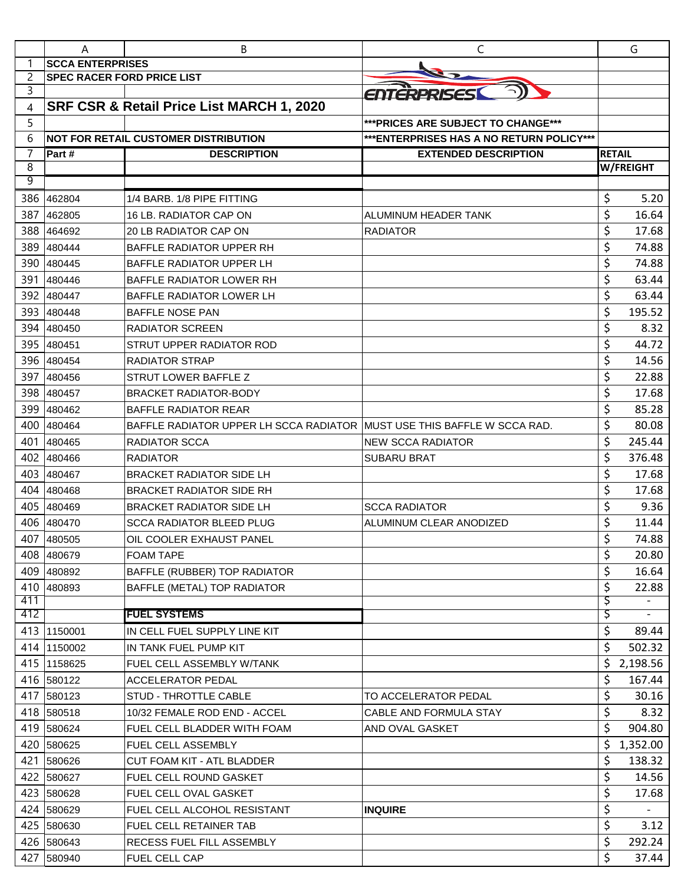**SCCA ENTERPRISES**

**SPEC RACER FORD PRICE LIST**

# SRF CSR & Retail Price List MARCH 1, 2020

**NOT FOR RETAIL CUSTOMER DISTRIBUTION**

**\*\*\*PRICES ARE SUBJECT TO CHANGE\*\*\***

**\*\*\*ENTERPRISES HAS A NO RETURN POLICY\*\*\***

| Part # | DESCRIPTION | EXTENDED DESCRIPTION | RETAIL W/FREIGHT |
|---|---|---|---|
| 462804 | 1/4 BARB. 1/8 PIPE FITTING | | $ 5.20 |
| 462805 | 16 LB. RADIATOR CAP ON | ALUMINUM HEADER TANK | $ 16.64 |
| 464692 | 20 LB RADIATOR CAP ON | RADIATOR | $ 17.68 |
| 480444 | BAFFLE RADIATOR UPPER RH | | $ 74.88 |
| 480445 | BAFFLE RADIATOR UPPER LH | | $ 74.88 |
| 480446 | BAFFLE RADIATOR LOWER RH | | $ 63.44 |
| 480447 | BAFFLE RADIATOR LOWER LH | | $ 63.44 |
| 480448 | BAFFLE NOSE PAN | | $ 195.52 |
| 480450 | RADIATOR SCREEN | | $ 8.32 |
| 480451 | STRUT UPPER RADIATOR ROD | | $ 44.72 |
| 480454 | RADIATOR STRAP | | $ 14.56 |
| 480456 | STRUT LOWER BAFFLE Z | | $ 22.88 |
| 480457 | BRACKET RADIATOR-BODY | | $ 17.68 |
| 480462 | BAFFLE RADIATOR REAR | | $ 85.28 |
| 480464 | BAFFLE RADIATOR UPPER LH SCCA RADIATOR | MUST USE THIS BAFFLE W SCCA RAD. | $ 80.08 |
| 480465 | RADIATOR SCCA | NEW SCCA RADIATOR | $ 245.44 |
| 480466 | RADIATOR | SUBARU BRAT | $ 376.48 |
| 480467 | BRACKET RADIATOR SIDE LH | | $ 17.68 |
| 480468 | BRACKET RADIATOR SIDE RH | | $ 17.68 |
| 480469 | BRACKET RADIATOR SIDE LH | SCCA RADIATOR | $ 9.36 |
| 480470 | SCCA RADIATOR BLEED PLUG | ALUMINUM CLEAR ANODIZED | $ 11.44 |
| 480505 | OIL COOLER EXHAUST PANEL | | $ 74.88 |
| 480679 | FOAM TAPE | | $ 20.80 |
| 480892 | BAFFLE (RUBBER) TOP RADIATOR | | $ 16.64 |
| 480893 | BAFFLE (METAL) TOP RADIATOR | | $ 22.88 |
| | | | $ - |
| | **FUEL SYSTEMS** | | $ - |
| 1150001 | IN CELL FUEL SUPPLY LINE KIT | | $ 89.44 |
| 1150002 | IN TANK FUEL PUMP KIT | | $ 502.32 |
| 1158625 | FUEL CELL ASSEMBLY W/TANK | | $ 2,198.56 |
| 580122 | ACCELERATOR PEDAL | | $ 167.44 |
| 580123 | STUD - THROTTLE CABLE | TO ACCELERATOR PEDAL | $ 30.16 |
| 580518 | 10/32 FEMALE ROD END - ACCEL | CABLE AND FORMULA STAY | $ 8.32 |
| 580624 | FUEL CELL BLADDER WITH FOAM | AND OVAL GASKET | $ 904.80 |
| 580625 | FUEL CELL ASSEMBLY | | $ 1,352.00 |
| 580626 | CUT FOAM KIT - ATL BLADDER | | $ 138.32 |
| 580627 | FUEL CELL ROUND GASKET | | $ 14.56 |
| 580628 | FUEL CELL OVAL GASKET | | $ 17.68 |
| 580629 | FUEL CELL ALCOHOL RESISTANT | **INQUIRE** | $ - |
| 580630 | FUEL CELL RETAINER TAB | | $ 3.12 |
| 580643 | RECESS FUEL FILL ASSEMBLY | | $ 292.24 |
| 580940 | FUEL CELL CAP | | $ 37.44 |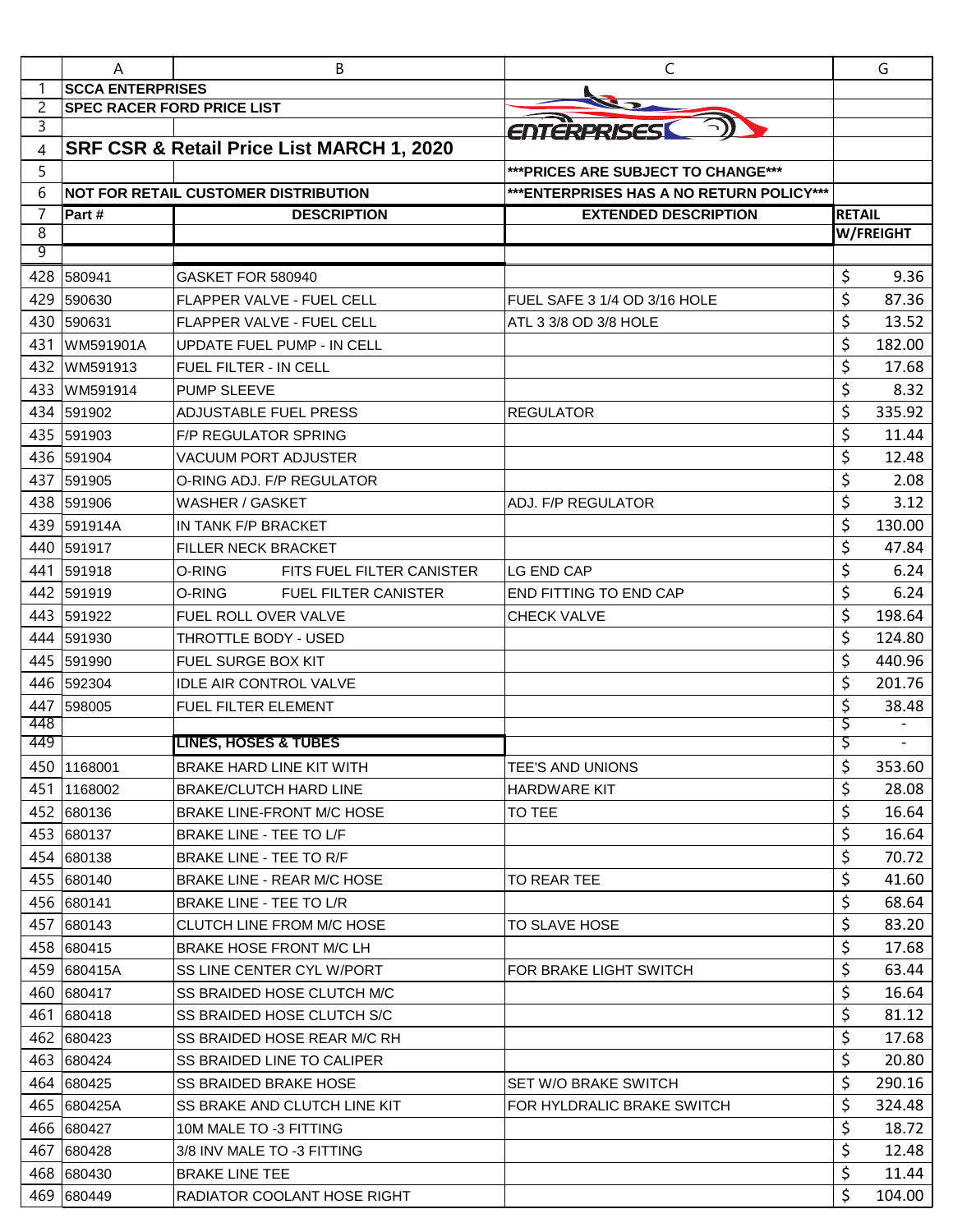| | A | B | C | G |
|---|---|---|---|---|
| 1 | **SCCA ENTERPRISES** | | | |
| 2 | **SPEC RACER FORD PRICE LIST** | | | |
| 3 | | | | |
| 4 | **SRF CSR & Retail Price List MARCH 1, 2020** | | | |
| 5 | | | **\*\*\*PRICES ARE SUBJECT TO CHANGE\*\*\*** | |
| 6 | **NOT FOR RETAIL CUSTOMER DISTRIBUTION** | | **\*\*\*ENTERPRISES HAS A NO RETURN POLICY\*\*\*** | |
| 7 | **Part #** | **DESCRIPTION** | **EXTENDED DESCRIPTION** | **RETAIL** |
| 8 | | | | **W/FREIGHT** |
| 9 | | | | |
| 428 | 580941 | GASKET FOR 580940 | | $ 9.36 |
| 429 | 590630 | FLAPPER VALVE - FUEL CELL | FUEL SAFE 3 1/4 OD 3/16 HOLE | $ 87.36 |
| 430 | 590631 | FLAPPER VALVE - FUEL CELL | ATL 3 3/8 OD 3/8 HOLE | $ 13.52 |
| 431 | WM591901A | UPDATE FUEL PUMP - IN CELL | | $ 182.00 |
| 432 | WM591913 | FUEL FILTER - IN CELL | | $ 17.68 |
| 433 | WM591914 | PUMP SLEEVE | | $ 8.32 |
| 434 | 591902 | ADJUSTABLE FUEL PRESS | REGULATOR | $ 335.92 |
| 435 | 591903 | F/P REGULATOR SPRING | | $ 11.44 |
| 436 | 591904 | VACUUM PORT ADJUSTER | | $ 12.48 |
| 437 | 591905 | O-RING ADJ. F/P REGULATOR | | $ 2.08 |
| 438 | 591906 | WASHER / GASKET | ADJ. F/P REGULATOR | $ 3.12 |
| 439 | 591914A | IN TANK F/P BRACKET | | $ 130.00 |
| 440 | 591917 | FILLER NECK BRACKET | | $ 47.84 |
| 441 | 591918 | O-RING FITS FUEL FILTER CANISTER | LG END CAP | $ 6.24 |
| 442 | 591919 | O-RING FUEL FILTER CANISTER | END FITTING TO END CAP | $ 6.24 |
| 443 | 591922 | FUEL ROLL OVER VALVE | CHECK VALVE | $ 198.64 |
| 444 | 591930 | THROTTLE BODY - USED | | $ 124.80 |
| 445 | 591990 | FUEL SURGE BOX KIT | | $ 440.96 |
| 446 | 592304 | IDLE AIR CONTROL VALVE | | $ 201.76 |
| 447 | 598005 | FUEL FILTER ELEMENT | | $ 38.48 |
| 448 | | | | $ - |
| 449 | | **LINES, HOSES & TUBES** | | $ - |
| 450 | 1168001 | BRAKE HARD LINE KIT WITH | TEE'S AND UNIONS | $ 353.60 |
| 451 | 1168002 | BRAKE/CLUTCH HARD LINE | HARDWARE KIT | $ 28.08 |
| 452 | 680136 | BRAKE LINE-FRONT M/C HOSE | TO TEE | $ 16.64 |
| 453 | 680137 | BRAKE LINE - TEE TO L/F | | $ 16.64 |
| 454 | 680138 | BRAKE LINE - TEE TO R/F | | $ 70.72 |
| 455 | 680140 | BRAKE LINE - REAR M/C HOSE | TO REAR TEE | $ 41.60 |
| 456 | 680141 | BRAKE LINE - TEE TO L/R | | $ 68.64 |
| 457 | 680143 | CLUTCH LINE FROM M/C HOSE | TO SLAVE HOSE | $ 83.20 |
| 458 | 680415 | BRAKE HOSE FRONT M/C LH | | $ 17.68 |
| 459 | 680415A | SS LINE CENTER CYL W/PORT | FOR BRAKE LIGHT SWITCH | $ 63.44 |
| 460 | 680417 | SS BRAIDED HOSE CLUTCH M/C | | $ 16.64 |
| 461 | 680418 | SS BRAIDED HOSE CLUTCH S/C | | $ 81.12 |
| 462 | 680423 | SS BRAIDED HOSE REAR M/C RH | | $ 17.68 |
| 463 | 680424 | SS BRAIDED LINE TO CALIPER | | $ 20.80 |
| 464 | 680425 | SS BRAIDED BRAKE HOSE | SET W/O BRAKE SWITCH | $ 290.16 |
| 465 | 680425A | SS BRAKE AND CLUTCH LINE KIT | FOR HYLDRALIC BRAKE SWITCH | $ 324.48 |
| 466 | 680427 | 10M MALE TO -3 FITTING | | $ 18.72 |
| 467 | 680428 | 3/8 INV MALE TO -3 FITTING | | $ 12.48 |
| 468 | 680430 | BRAKE LINE TEE | | $ 11.44 |
| 469 | 680449 | RADIATOR COOLANT HOSE RIGHT | | $ 104.00 |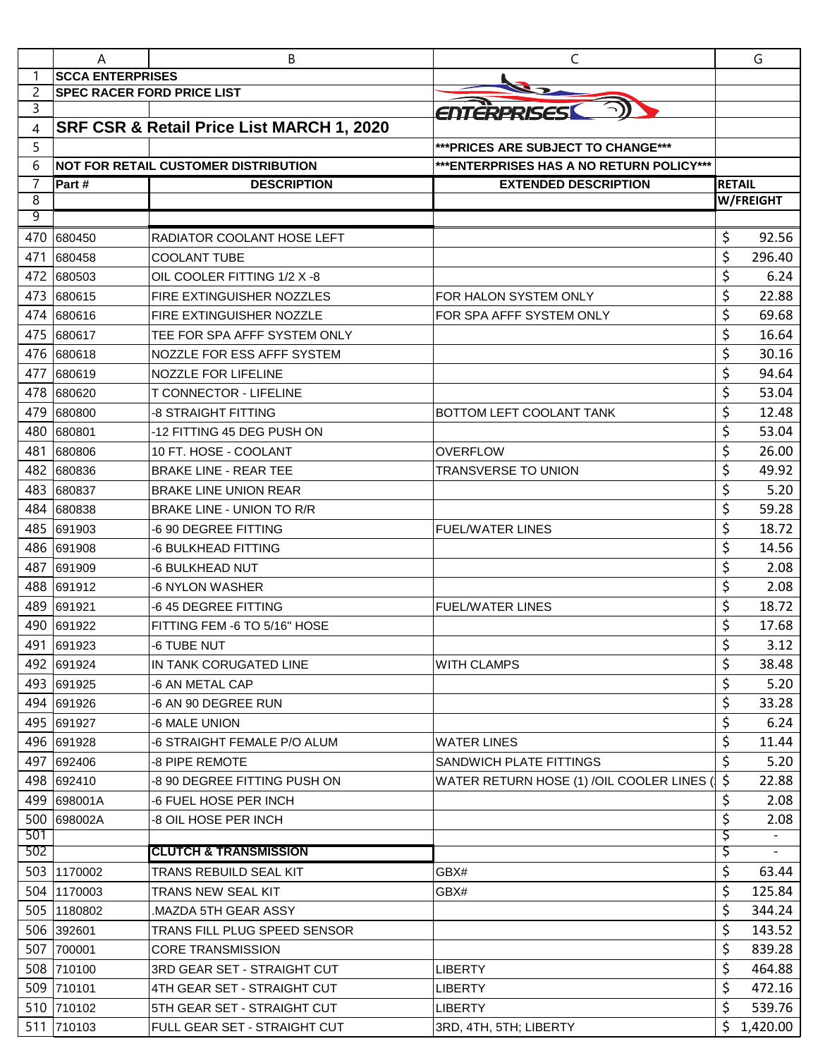SCCA ENTERPRISES

SPEC RACER FORD PRICE LIST

# SRF CSR & Retail Price List MARCH 1, 2020

***PRICES ARE SUBJECT TO CHANGE***

NOT FOR RETAIL CUSTOMER DISTRIBUTION

***ENTERPRISES HAS A NO RETURN POLICY***

| Part # | DESCRIPTION | EXTENDED DESCRIPTION | RETAIL W/FREIGHT |
|---|---|---|---|
| 680450 | RADIATOR COOLANT HOSE LEFT | | $ 92.56 |
| 680458 | COOLANT TUBE | | $ 296.40 |
| 680503 | OIL COOLER FITTING 1/2 X -8 | | $ 6.24 |
| 680615 | FIRE EXTINGUISHER NOZZLES | FOR HALON SYSTEM ONLY | $ 22.88 |
| 680616 | FIRE EXTINGUISHER NOZZLE | FOR SPA AFFF SYSTEM ONLY | $ 69.68 |
| 680617 | TEE FOR SPA AFFF SYSTEM ONLY | | $ 16.64 |
| 680618 | NOZZLE FOR ESS AFFF SYSTEM | | $ 30.16 |
| 680619 | NOZZLE FOR LIFELINE | | $ 94.64 |
| 680620 | T CONNECTOR - LIFELINE | | $ 53.04 |
| 680800 | -8 STRAIGHT FITTING | BOTTOM LEFT COOLANT TANK | $ 12.48 |
| 680801 | -12 FITTING 45 DEG PUSH ON | | $ 53.04 |
| 680806 | 10 FT. HOSE - COOLANT | OVERFLOW | $ 26.00 |
| 680836 | BRAKE LINE - REAR TEE | TRANSVERSE TO UNION | $ 49.92 |
| 680837 | BRAKE LINE UNION REAR | | $ 5.20 |
| 680838 | BRAKE LINE - UNION TO R/R | | $ 59.28 |
| 691903 | -6 90 DEGREE FITTING | FUEL/WATER LINES | $ 18.72 |
| 691908 | -6 BULKHEAD FITTING | | $ 14.56 |
| 691909 | -6 BULKHEAD NUT | | $ 2.08 |
| 691912 | -6 NYLON WASHER | | $ 2.08 |
| 691921 | -6 45 DEGREE FITTING | FUEL/WATER LINES | $ 18.72 |
| 691922 | FITTING FEM -6 TO 5/16" HOSE | | $ 17.68 |
| 691923 | -6 TUBE NUT | | $ 3.12 |
| 691924 | IN TANK CORUGATED LINE | WITH CLAMPS | $ 38.48 |
| 691925 | -6 AN METAL CAP | | $ 5.20 |
| 691926 | -6 AN 90 DEGREE RUN | | $ 33.28 |
| 691927 | -6 MALE UNION | | $ 6.24 |
| 691928 | -6 STRAIGHT FEMALE P/O ALUM | WATER LINES | $ 11.44 |
| 692406 | -8 PIPE REMOTE | SANDWICH PLATE FITTINGS | $ 5.20 |
| 692410 | -8 90 DEGREE FITTING PUSH ON | WATER RETURN HOSE (1) /OIL COOLER LINES ( | $ 22.88 |
| 698001A | -6 FUEL HOSE PER INCH | | $ 2.08 |
| 698002A | -8 OIL HOSE PER INCH | | $ 2.08 |
| | | | $ - |
| | **CLUTCH & TRANSMISSION** | | $ - |
| 1170002 | TRANS REBUILD SEAL KIT | GBX# | $ 63.44 |
| 1170003 | TRANS NEW SEAL KIT | GBX# | $ 125.84 |
| 1180802 | .MAZDA 5TH GEAR ASSY | | $ 344.24 |
| 392601 | TRANS FILL PLUG SPEED SENSOR | | $ 143.52 |
| 700001 | CORE TRANSMISSION | | $ 839.28 |
| 710100 | 3RD GEAR SET - STRAIGHT CUT | LIBERTY | $ 464.88 |
| 710101 | 4TH GEAR SET - STRAIGHT CUT | LIBERTY | $ 472.16 |
| 710102 | 5TH GEAR SET - STRAIGHT CUT | LIBERTY | $ 539.76 |
| 710103 | FULL GEAR SET - STRAIGHT CUT | 3RD, 4TH, 5TH; LIBERTY | $ 1,420.00 |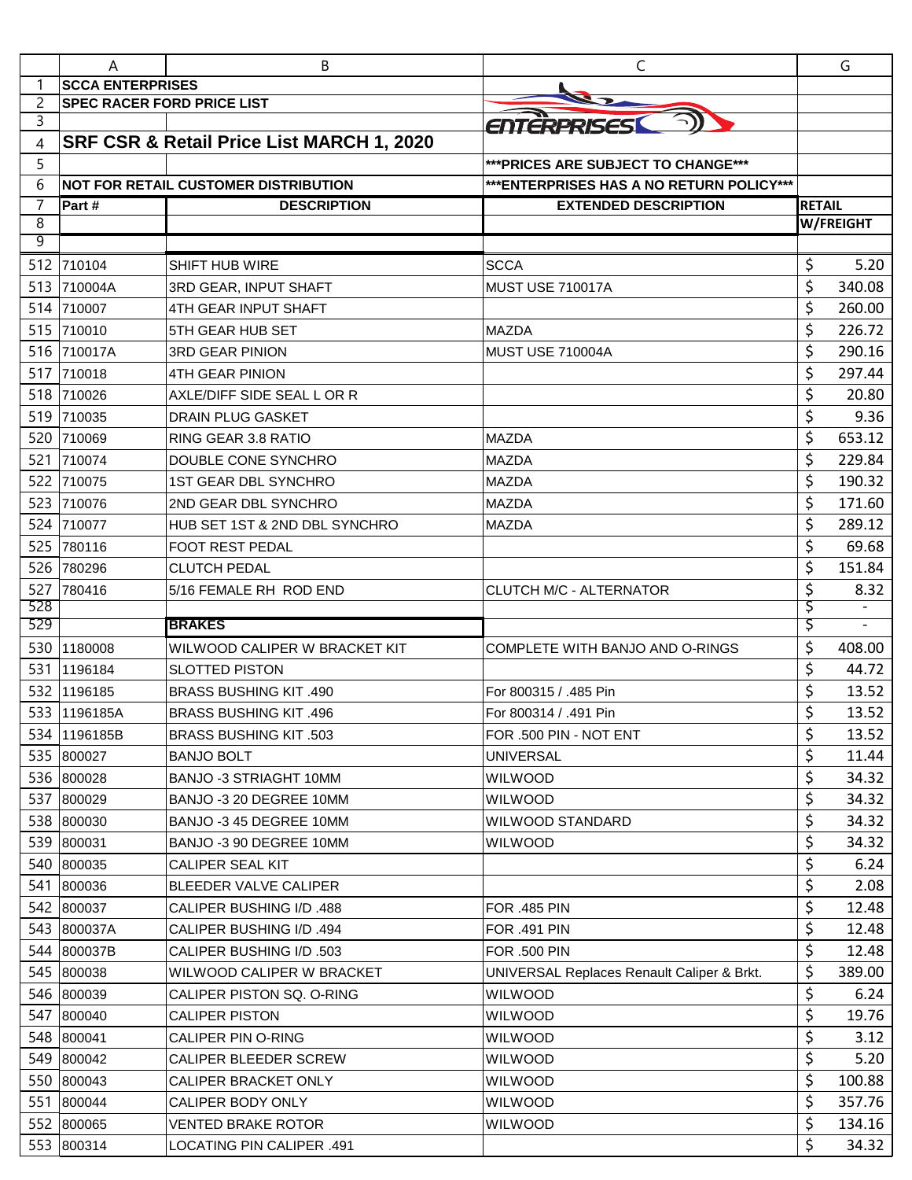**SCCA ENTERPRISES**

**SPEC RACER FORD PRICE LIST**

# SRF CSR & Retail Price List MARCH 1, 2020

**NOT FOR RETAIL CUSTOMER DISTRIBUTION**

*****PRICES ARE SUBJECT TO CHANGE*****

*****ENTERPRISES HAS A NO RETURN POLICY*****

| Part # | DESCRIPTION | EXTENDED DESCRIPTION | RETAIL W/FREIGHT |
|---|---|---|---|
| 710104 | SHIFT HUB WIRE | SCCA | $ 5.20 |
| 710004A | 3RD GEAR, INPUT SHAFT | MUST USE 710017A | $ 340.08 |
| 710007 | 4TH GEAR INPUT SHAFT | | $ 260.00 |
| 710010 | 5TH GEAR HUB SET | MAZDA | $ 226.72 |
| 710017A | 3RD GEAR PINION | MUST USE 710004A | $ 290.16 |
| 710018 | 4TH GEAR PINION | | $ 297.44 |
| 710026 | AXLE/DIFF SIDE SEAL L OR R | | $ 20.80 |
| 710035 | DRAIN PLUG GASKET | | $ 9.36 |
| 710069 | RING GEAR 3.8 RATIO | MAZDA | $ 653.12 |
| 710074 | DOUBLE CONE SYNCHRO | MAZDA | $ 229.84 |
| 710075 | 1ST GEAR DBL SYNCHRO | MAZDA | $ 190.32 |
| 710076 | 2ND GEAR DBL SYNCHRO | MAZDA | $ 171.60 |
| 710077 | HUB SET 1ST & 2ND DBL SYNCHRO | MAZDA | $ 289.12 |
| 780116 | FOOT REST PEDAL | | $ 69.68 |
| 780296 | CLUTCH PEDAL | | $ 151.84 |
| 780416 | 5/16 FEMALE RH ROD END | CLUTCH M/C - ALTERNATOR | $ 8.32 |
| | | | $ - |
| | **BRAKES** | | $ - |
| 1180008 | WILWOOD CALIPER W BRACKET KIT | COMPLETE WITH BANJO AND O-RINGS | $ 408.00 |
| 1196184 | SLOTTED PISTON | | $ 44.72 |
| 1196185 | BRASS BUSHING KIT .490 | For 800315 / .485 Pin | $ 13.52 |
| 1196185A | BRASS BUSHING KIT .496 | For 800314 / .491 Pin | $ 13.52 |
| 1196185B | BRASS BUSHING KIT .503 | FOR .500 PIN - NOT ENT | $ 13.52 |
| 800027 | BANJO BOLT | UNIVERSAL | $ 11.44 |
| 800028 | BANJO -3 STRIAGHT 10MM | WILWOOD | $ 34.32 |
| 800029 | BANJO -3 20 DEGREE 10MM | WILWOOD | $ 34.32 |
| 800030 | BANJO -3 45 DEGREE 10MM | WILWOOD STANDARD | $ 34.32 |
| 800031 | BANJO -3 90 DEGREE 10MM | WILWOOD | $ 34.32 |
| 800035 | CALIPER SEAL KIT | | $ 6.24 |
| 800036 | BLEEDER VALVE CALIPER | | $ 2.08 |
| 800037 | CALIPER BUSHING I/D .488 | FOR .485 PIN | $ 12.48 |
| 800037A | CALIPER BUSHING I/D .494 | FOR .491 PIN | $ 12.48 |
| 800037B | CALIPER BUSHING I/D .503 | FOR .500 PIN | $ 12.48 |
| 800038 | WILWOOD CALIPER W BRACKET | UNIVERSAL Replaces Renault Caliper & Brkt. | $ 389.00 |
| 800039 | CALIPER PISTON SQ. O-RING | WILWOOD | $ 6.24 |
| 800040 | CALIPER PISTON | WILWOOD | $ 19.76 |
| 800041 | CALIPER PIN O-RING | WILWOOD | $ 3.12 |
| 800042 | CALIPER BLEEDER SCREW | WILWOOD | $ 5.20 |
| 800043 | CALIPER BRACKET ONLY | WILWOOD | $ 100.88 |
| 800044 | CALIPER BODY ONLY | WILWOOD | $ 357.76 |
| 800065 | VENTED BRAKE ROTOR | WILWOOD | $ 134.16 |
| 800314 | LOCATING PIN CALIPER .491 | | $ 34.32 |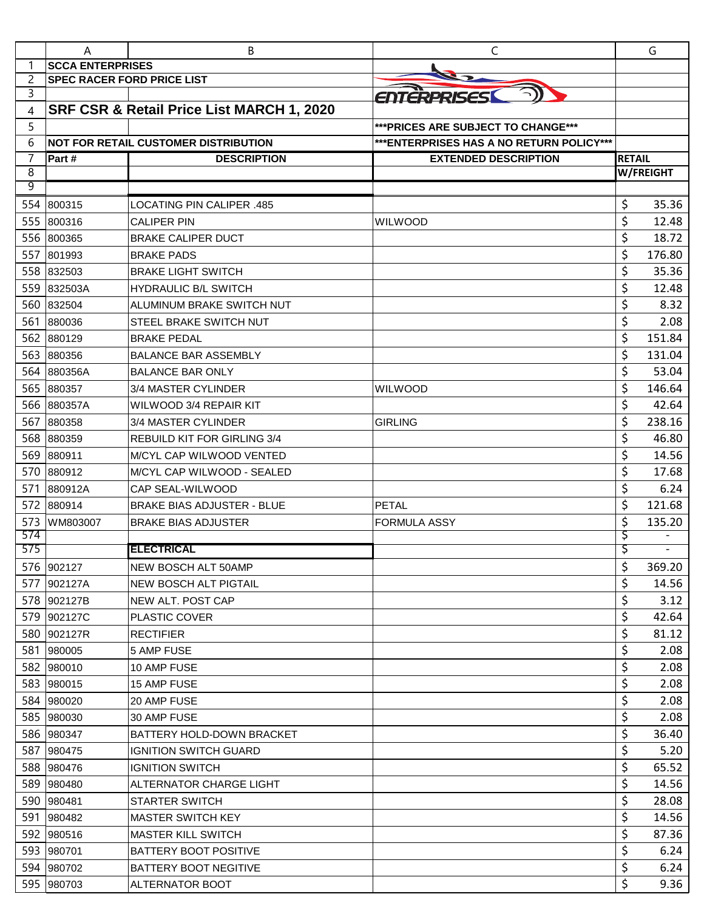SCCA ENTERPRISES

SPEC RACER FORD PRICE LIST

# SRF CSR & Retail Price List MARCH 1, 2020

***PRICES ARE SUBJECT TO CHANGE***

NOT FOR RETAIL CUSTOMER DISTRIBUTION

***ENTERPRISES HAS A NO RETURN POLICY***

| Part # | DESCRIPTION | EXTENDED DESCRIPTION | RETAIL W/FREIGHT |
|---|---|---|---|
| 800315 | LOCATING PIN CALIPER .485 | | $ 35.36 |
| 800316 | CALIPER PIN | WILWOOD | $ 12.48 |
| 800365 | BRAKE CALIPER DUCT | | $ 18.72 |
| 801993 | BRAKE PADS | | $ 176.80 |
| 832503 | BRAKE LIGHT SWITCH | | $ 35.36 |
| 832503A | HYDRAULIC B/L SWITCH | | $ 12.48 |
| 832504 | ALUMINUM BRAKE SWITCH NUT | | $ 8.32 |
| 880036 | STEEL BRAKE SWITCH NUT | | $ 2.08 |
| 880129 | BRAKE PEDAL | | $ 151.84 |
| 880356 | BALANCE BAR ASSEMBLY | | $ 131.04 |
| 880356A | BALANCE BAR ONLY | | $ 53.04 |
| 880357 | 3/4 MASTER CYLINDER | WILWOOD | $ 146.64 |
| 880357A | WILWOOD 3/4 REPAIR KIT | | $ 42.64 |
| 880358 | 3/4 MASTER CYLINDER | GIRLING | $ 238.16 |
| 880359 | REBUILD KIT FOR GIRLING 3/4 | | $ 46.80 |
| 880911 | M/CYL CAP WILWOOD VENTED | | $ 14.56 |
| 880912 | M/CYL CAP WILWOOD - SEALED | | $ 17.68 |
| 880912A | CAP SEAL-WILWOOD | | $ 6.24 |
| 880914 | BRAKE BIAS ADJUSTER - BLUE | PETAL | $ 121.68 |
| WM803007 | BRAKE BIAS ADJUSTER | FORMULA ASSY | $ 135.20 |
| | | | $ - |
| | **ELECTRICAL** | | $ - |
| 902127 | NEW BOSCH ALT 50AMP | | $ 369.20 |
| 902127A | NEW BOSCH ALT PIGTAIL | | $ 14.56 |
| 902127B | NEW ALT. POST CAP | | $ 3.12 |
| 902127C | PLASTIC COVER | | $ 42.64 |
| 902127R | RECTIFIER | | $ 81.12 |
| 980005 | 5 AMP FUSE | | $ 2.08 |
| 980010 | 10 AMP FUSE | | $ 2.08 |
| 980015 | 15 AMP FUSE | | $ 2.08 |
| 980020 | 20 AMP FUSE | | $ 2.08 |
| 980030 | 30 AMP FUSE | | $ 2.08 |
| 980347 | BATTERY HOLD-DOWN BRACKET | | $ 36.40 |
| 980475 | IGNITION SWITCH GUARD | | $ 5.20 |
| 980476 | IGNITION SWITCH | | $ 65.52 |
| 980480 | ALTERNATOR CHARGE LIGHT | | $ 14.56 |
| 980481 | STARTER SWITCH | | $ 28.08 |
| 980482 | MASTER SWITCH KEY | | $ 14.56 |
| 980516 | MASTER KILL SWITCH | | $ 87.36 |
| 980701 | BATTERY BOOT POSITIVE | | $ 6.24 |
| 980702 | BATTERY BOOT NEGITIVE | | $ 6.24 |
| 980703 | ALTERNATOR BOOT | | $ 9.36 |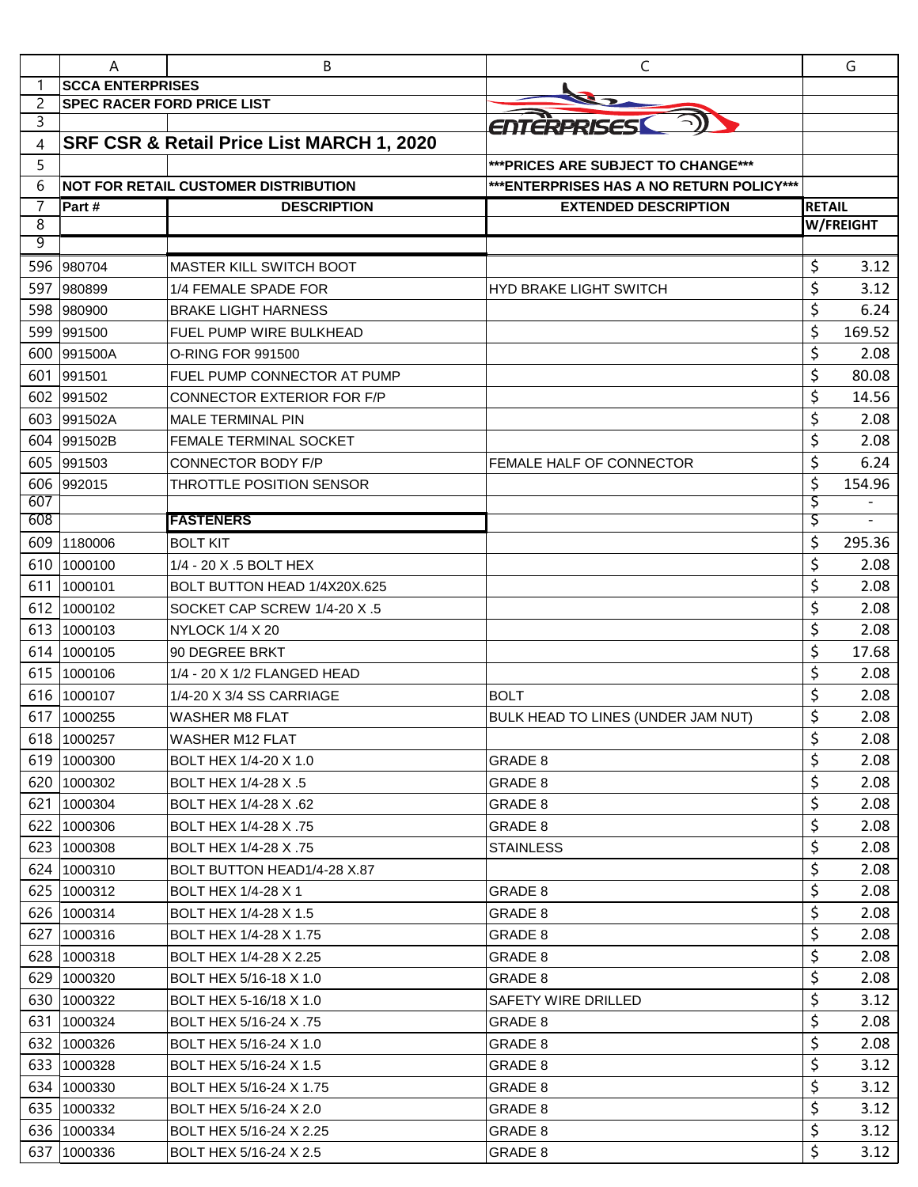| | A | B | C | G |
|---|---|---|---|---|
| 1 | **SCCA ENTERPRISES** | | | |
| 2 | **SPEC RACER FORD PRICE LIST** | | | |
| 3 | | | | |
| 4 | **SRF CSR & Retail Price List MARCH 1, 2020** | | | |
| 5 | | | **\*\*\*PRICES ARE SUBJECT TO CHANGE\*\*\*** | |
| 6 | **NOT FOR RETAIL CUSTOMER DISTRIBUTION** | | **\*\*\*ENTERPRISES HAS A NO RETURN POLICY\*\*\*** | |
| 7 | **Part #** | **DESCRIPTION** | **EXTENDED DESCRIPTION** | **RETAIL** |
| 8 | | | | **W/FREIGHT** |
| 9 | | | | |
| 596 | 980704 | MASTER KILL SWITCH BOOT | | $ 3.12 |
| 597 | 980899 | 1/4 FEMALE SPADE FOR | HYD BRAKE LIGHT SWITCH | $ 3.12 |
| 598 | 980900 | BRAKE LIGHT HARNESS | | $ 6.24 |
| 599 | 991500 | FUEL PUMP WIRE BULKHEAD | | $ 169.52 |
| 600 | 991500A | O-RING FOR 991500 | | $ 2.08 |
| 601 | 991501 | FUEL PUMP CONNECTOR AT PUMP | | $ 80.08 |
| 602 | 991502 | CONNECTOR EXTERIOR FOR F/P | | $ 14.56 |
| 603 | 991502A | MALE TERMINAL PIN | | $ 2.08 |
| 604 | 991502B | FEMALE TERMINAL SOCKET | | $ 2.08 |
| 605 | 991503 | CONNECTOR BODY F/P | FEMALE HALF OF CONNECTOR | $ 6.24 |
| 606 | 992015 | THROTTLE POSITION SENSOR | | $ 154.96 |
| 607 | | | | $ - |
| 608 | | **FASTENERS** | | $ - |
| 609 | 1180006 | BOLT KIT | | $ 295.36 |
| 610 | 1000100 | 1/4 - 20 X .5 BOLT HEX | | $ 2.08 |
| 611 | 1000101 | BOLT BUTTON HEAD 1/4X20X.625 | | $ 2.08 |
| 612 | 1000102 | SOCKET CAP SCREW 1/4-20 X .5 | | $ 2.08 |
| 613 | 1000103 | NYLOCK 1/4 X 20 | | $ 2.08 |
| 614 | 1000105 | 90 DEGREE BRKT | | $ 17.68 |
| 615 | 1000106 | 1/4 - 20 X 1/2 FLANGED HEAD | | $ 2.08 |
| 616 | 1000107 | 1/4-20 X 3/4 SS CARRIAGE | BOLT | $ 2.08 |
| 617 | 1000255 | WASHER M8 FLAT | BULK HEAD TO LINES (UNDER JAM NUT) | $ 2.08 |
| 618 | 1000257 | WASHER M12 FLAT | | $ 2.08 |
| 619 | 1000300 | BOLT HEX 1/4-20 X 1.0 | GRADE 8 | $ 2.08 |
| 620 | 1000302 | BOLT HEX 1/4-28 X .5 | GRADE 8 | $ 2.08 |
| 621 | 1000304 | BOLT HEX 1/4-28 X .62 | GRADE 8 | $ 2.08 |
| 622 | 1000306 | BOLT HEX 1/4-28 X .75 | GRADE 8 | $ 2.08 |
| 623 | 1000308 | BOLT HEX 1/4-28 X .75 | STAINLESS | $ 2.08 |
| 624 | 1000310 | BOLT BUTTON HEAD1/4-28 X.87 | | $ 2.08 |
| 625 | 1000312 | BOLT HEX 1/4-28 X 1 | GRADE 8 | $ 2.08 |
| 626 | 1000314 | BOLT HEX 1/4-28 X 1.5 | GRADE 8 | $ 2.08 |
| 627 | 1000316 | BOLT HEX 1/4-28 X 1.75 | GRADE 8 | $ 2.08 |
| 628 | 1000318 | BOLT HEX 1/4-28 X 2.25 | GRADE 8 | $ 2.08 |
| 629 | 1000320 | BOLT HEX 5/16-18 X 1.0 | GRADE 8 | $ 2.08 |
| 630 | 1000322 | BOLT HEX 5-16/18 X 1.0 | SAFETY WIRE DRILLED | $ 3.12 |
| 631 | 1000324 | BOLT HEX 5/16-24 X .75 | GRADE 8 | $ 2.08 |
| 632 | 1000326 | BOLT HEX 5/16-24 X 1.0 | GRADE 8 | $ 2.08 |
| 633 | 1000328 | BOLT HEX 5/16-24 X 1.5 | GRADE 8 | $ 3.12 |
| 634 | 1000330 | BOLT HEX 5/16-24 X 1.75 | GRADE 8 | $ 3.12 |
| 635 | 1000332 | BOLT HEX 5/16-24 X 2.0 | GRADE 8 | $ 3.12 |
| 636 | 1000334 | BOLT HEX 5/16-24 X 2.25 | GRADE 8 | $ 3.12 |
| 637 | 1000336 | BOLT HEX 5/16-24 X 2.5 | GRADE 8 | $ 3.12 |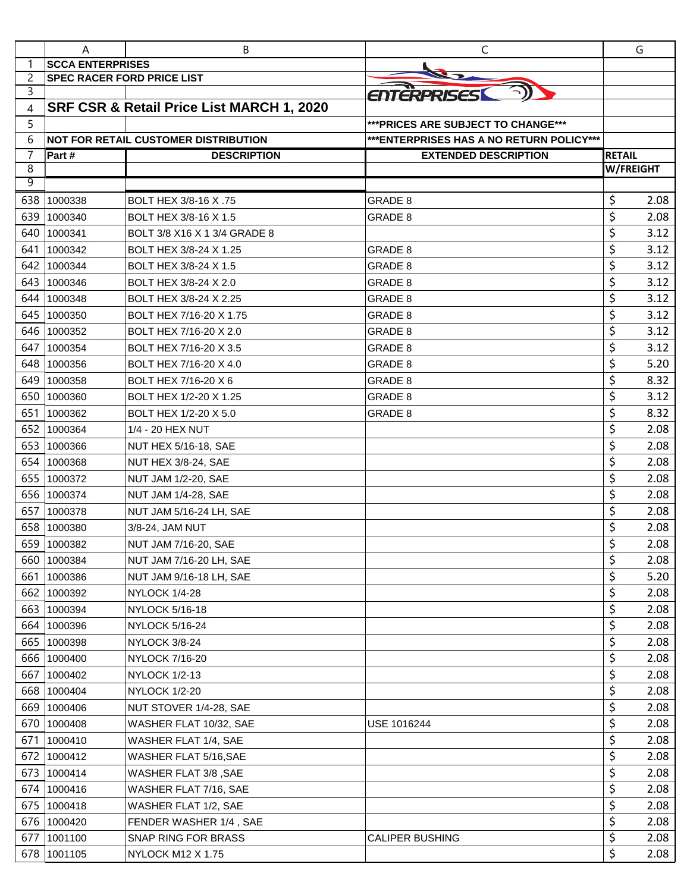| | A | B | C | G |
|---|---|---|---|---|
| 1 | **SCCA ENTERPRISES** | | | |
| 2 | **SPEC RACER FORD PRICE LIST** | | | |
| 3 | | | | |
| 4 | **SRF CSR & Retail Price List MARCH 1, 2020** | | | |
| 5 | | | **\*\*\*PRICES ARE SUBJECT TO CHANGE\*\*\*** | |
| 6 | **NOT FOR RETAIL CUSTOMER DISTRIBUTION** | | **\*\*\*ENTERPRISES HAS A NO RETURN POLICY\*\*\*** | |
| 7 | **Part #** | **DESCRIPTION** | **EXTENDED DESCRIPTION** | **RETAIL** |
| 8 | | | | **W/FREIGHT** |
| 9 | | | | |
| 638 | 1000338 | BOLT HEX 3/8-16 X .75 | GRADE 8 | $ 2.08 |
| 639 | 1000340 | BOLT HEX 3/8-16 X 1.5 | GRADE 8 | $ 2.08 |
| 640 | 1000341 | BOLT 3/8 X16 X 1 3/4 GRADE 8 | | $ 3.12 |
| 641 | 1000342 | BOLT HEX 3/8-24 X 1.25 | GRADE 8 | $ 3.12 |
| 642 | 1000344 | BOLT HEX 3/8-24 X 1.5 | GRADE 8 | $ 3.12 |
| 643 | 1000346 | BOLT HEX 3/8-24 X 2.0 | GRADE 8 | $ 3.12 |
| 644 | 1000348 | BOLT HEX 3/8-24 X 2.25 | GRADE 8 | $ 3.12 |
| 645 | 1000350 | BOLT HEX 7/16-20 X 1.75 | GRADE 8 | $ 3.12 |
| 646 | 1000352 | BOLT HEX 7/16-20 X 2.0 | GRADE 8 | $ 3.12 |
| 647 | 1000354 | BOLT HEX 7/16-20 X 3.5 | GRADE 8 | $ 3.12 |
| 648 | 1000356 | BOLT HEX 7/16-20 X 4.0 | GRADE 8 | $ 5.20 |
| 649 | 1000358 | BOLT HEX 7/16-20 X 6 | GRADE 8 | $ 8.32 |
| 650 | 1000360 | BOLT HEX 1/2-20 X 1.25 | GRADE 8 | $ 3.12 |
| 651 | 1000362 | BOLT HEX 1/2-20 X 5.0 | GRADE 8 | $ 8.32 |
| 652 | 1000364 | 1/4 - 20 HEX NUT | | $ 2.08 |
| 653 | 1000366 | NUT HEX 5/16-18, SAE | | $ 2.08 |
| 654 | 1000368 | NUT HEX 3/8-24, SAE | | $ 2.08 |
| 655 | 1000372 | NUT JAM 1/2-20, SAE | | $ 2.08 |
| 656 | 1000374 | NUT JAM 1/4-28, SAE | | $ 2.08 |
| 657 | 1000378 | NUT JAM 5/16-24 LH, SAE | | $ 2.08 |
| 658 | 1000380 | 3/8-24, JAM NUT | | $ 2.08 |
| 659 | 1000382 | NUT JAM 7/16-20, SAE | | $ 2.08 |
| 660 | 1000384 | NUT JAM 7/16-20 LH, SAE | | $ 2.08 |
| 661 | 1000386 | NUT JAM 9/16-18 LH, SAE | | $ 5.20 |
| 662 | 1000392 | NYLOCK 1/4-28 | | $ 2.08 |
| 663 | 1000394 | NYLOCK 5/16-18 | | $ 2.08 |
| 664 | 1000396 | NYLOCK 5/16-24 | | $ 2.08 |
| 665 | 1000398 | NYLOCK 3/8-24 | | $ 2.08 |
| 666 | 1000400 | NYLOCK 7/16-20 | | $ 2.08 |
| 667 | 1000402 | NYLOCK 1/2-13 | | $ 2.08 |
| 668 | 1000404 | NYLOCK 1/2-20 | | $ 2.08 |
| 669 | 1000406 | NUT STOVER 1/4-28, SAE | | $ 2.08 |
| 670 | 1000408 | WASHER FLAT 10/32, SAE | USE 1016244 | $ 2.08 |
| 671 | 1000410 | WASHER FLAT 1/4, SAE | | $ 2.08 |
| 672 | 1000412 | WASHER FLAT 5/16,SAE | | $ 2.08 |
| 673 | 1000414 | WASHER FLAT 3/8 ,SAE | | $ 2.08 |
| 674 | 1000416 | WASHER FLAT 7/16, SAE | | $ 2.08 |
| 675 | 1000418 | WASHER FLAT 1/2, SAE | | $ 2.08 |
| 676 | 1000420 | FENDER WASHER 1/4 , SAE | | $ 2.08 |
| 677 | 1001100 | SNAP RING FOR BRASS | CALIPER BUSHING | $ 2.08 |
| 678 | 1001105 | NYLOCK M12 X 1.75 | | $ 2.08 |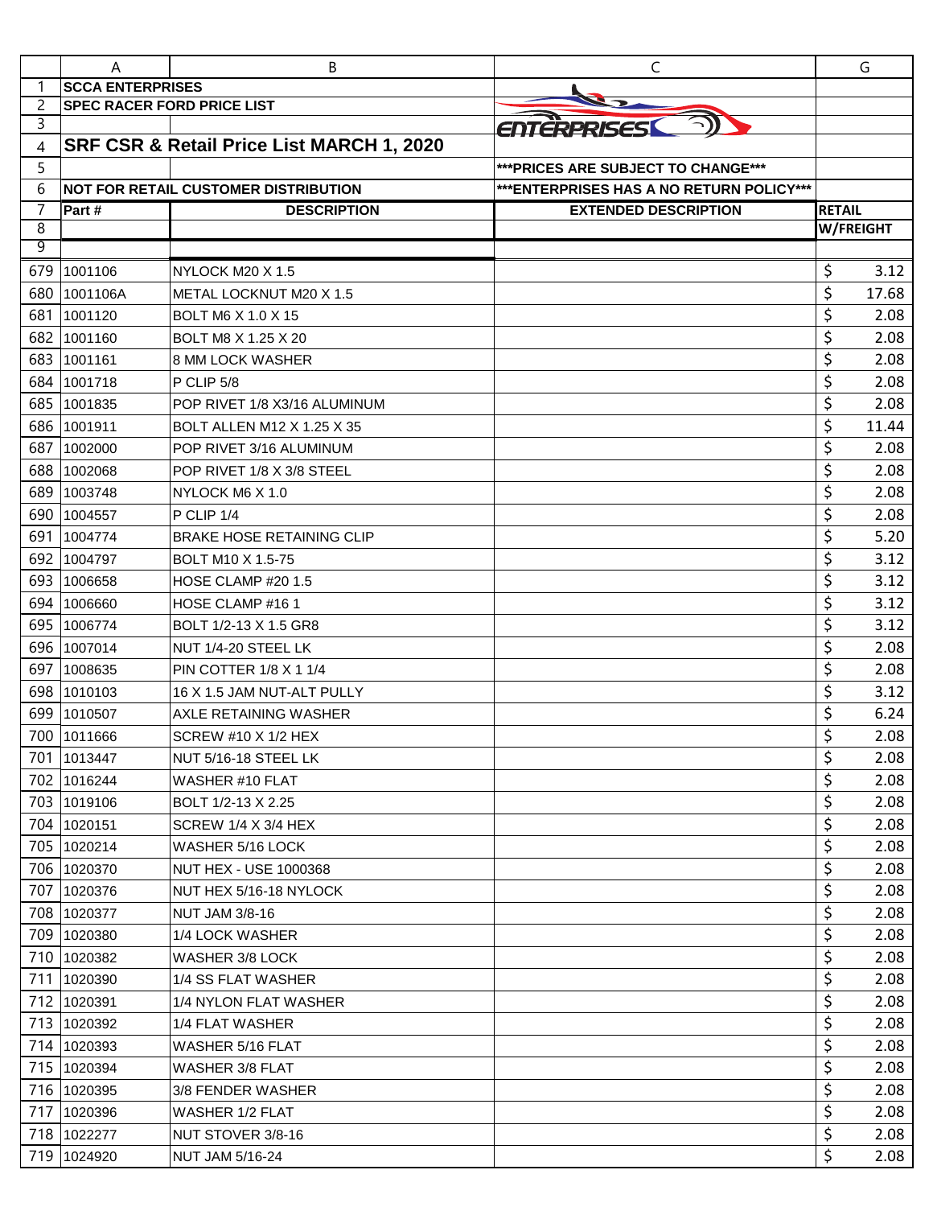| | A | B | C | G |
|---|---|---|---|---|
| 1 | **SCCA ENTERPRISES** | | | |
| 2 | **SPEC RACER FORD PRICE LIST** | | | |
| 3 | | | ENTERPRISES | |
| 4 | **SRF CSR & Retail Price List MARCH 1, 2020** | | | |
| 5 | | | **\*\*\*PRICES ARE SUBJECT TO CHANGE\*\*\*** | |
| 6 | **NOT FOR RETAIL CUSTOMER DISTRIBUTION** | | **\*\*\*ENTERPRISES HAS A NO RETURN POLICY\*\*\*** | |
| 7 | **Part #** | **DESCRIPTION** | **EXTENDED DESCRIPTION** | **RETAIL** |
| 8 | | | | **W/FREIGHT** |
| 9 | | | | |
| 679 | 1001106 | NYLOCK M20 X 1.5 | | $ 3.12 |
| 680 | 1001106A | METAL LOCKNUT M20 X 1.5 | | $ 17.68 |
| 681 | 1001120 | BOLT M6 X 1.0 X 15 | | $ 2.08 |
| 682 | 1001160 | BOLT M8 X 1.25 X 20 | | $ 2.08 |
| 683 | 1001161 | 8 MM LOCK WASHER | | $ 2.08 |
| 684 | 1001718 | P CLIP 5/8 | | $ 2.08 |
| 685 | 1001835 | POP RIVET 1/8 X3/16 ALUMINUM | | $ 2.08 |
| 686 | 1001911 | BOLT ALLEN M12 X 1.25 X 35 | | $ 11.44 |
| 687 | 1002000 | POP RIVET 3/16 ALUMINUM | | $ 2.08 |
| 688 | 1002068 | POP RIVET 1/8 X 3/8 STEEL | | $ 2.08 |
| 689 | 1003748 | NYLOCK M6 X 1.0 | | $ 2.08 |
| 690 | 1004557 | P CLIP 1/4 | | $ 2.08 |
| 691 | 1004774 | BRAKE HOSE RETAINING CLIP | | $ 5.20 |
| 692 | 1004797 | BOLT M10 X 1.5-75 | | $ 3.12 |
| 693 | 1006658 | HOSE CLAMP #20 1.5 | | $ 3.12 |
| 694 | 1006660 | HOSE CLAMP #16 1 | | $ 3.12 |
| 695 | 1006774 | BOLT 1/2-13 X 1.5 GR8 | | $ 3.12 |
| 696 | 1007014 | NUT 1/4-20 STEEL LK | | $ 2.08 |
| 697 | 1008635 | PIN COTTER 1/8 X 1 1/4 | | $ 2.08 |
| 698 | 1010103 | 16 X 1.5 JAM NUT-ALT PULLY | | $ 3.12 |
| 699 | 1010507 | AXLE RETAINING WASHER | | $ 6.24 |
| 700 | 1011666 | SCREW #10 X 1/2 HEX | | $ 2.08 |
| 701 | 1013447 | NUT 5/16-18 STEEL LK | | $ 2.08 |
| 702 | 1016244 | WASHER #10 FLAT | | $ 2.08 |
| 703 | 1019106 | BOLT 1/2-13 X 2.25 | | $ 2.08 |
| 704 | 1020151 | SCREW 1/4 X 3/4 HEX | | $ 2.08 |
| 705 | 1020214 | WASHER 5/16 LOCK | | $ 2.08 |
| 706 | 1020370 | NUT HEX - USE 1000368 | | $ 2.08 |
| 707 | 1020376 | NUT HEX 5/16-18 NYLOCK | | $ 2.08 |
| 708 | 1020377 | NUT JAM 3/8-16 | | $ 2.08 |
| 709 | 1020380 | 1/4 LOCK WASHER | | $ 2.08 |
| 710 | 1020382 | WASHER 3/8 LOCK | | $ 2.08 |
| 711 | 1020390 | 1/4 SS FLAT WASHER | | $ 2.08 |
| 712 | 1020391 | 1/4 NYLON FLAT WASHER | | $ 2.08 |
| 713 | 1020392 | 1/4 FLAT WASHER | | $ 2.08 |
| 714 | 1020393 | WASHER 5/16 FLAT | | $ 2.08 |
| 715 | 1020394 | WASHER 3/8 FLAT | | $ 2.08 |
| 716 | 1020395 | 3/8 FENDER WASHER | | $ 2.08 |
| 717 | 1020396 | WASHER 1/2 FLAT | | $ 2.08 |
| 718 | 1022277 | NUT STOVER 3/8-16 | | $ 2.08 |
| 719 | 1024920 | NUT JAM 5/16-24 | | $ 2.08 |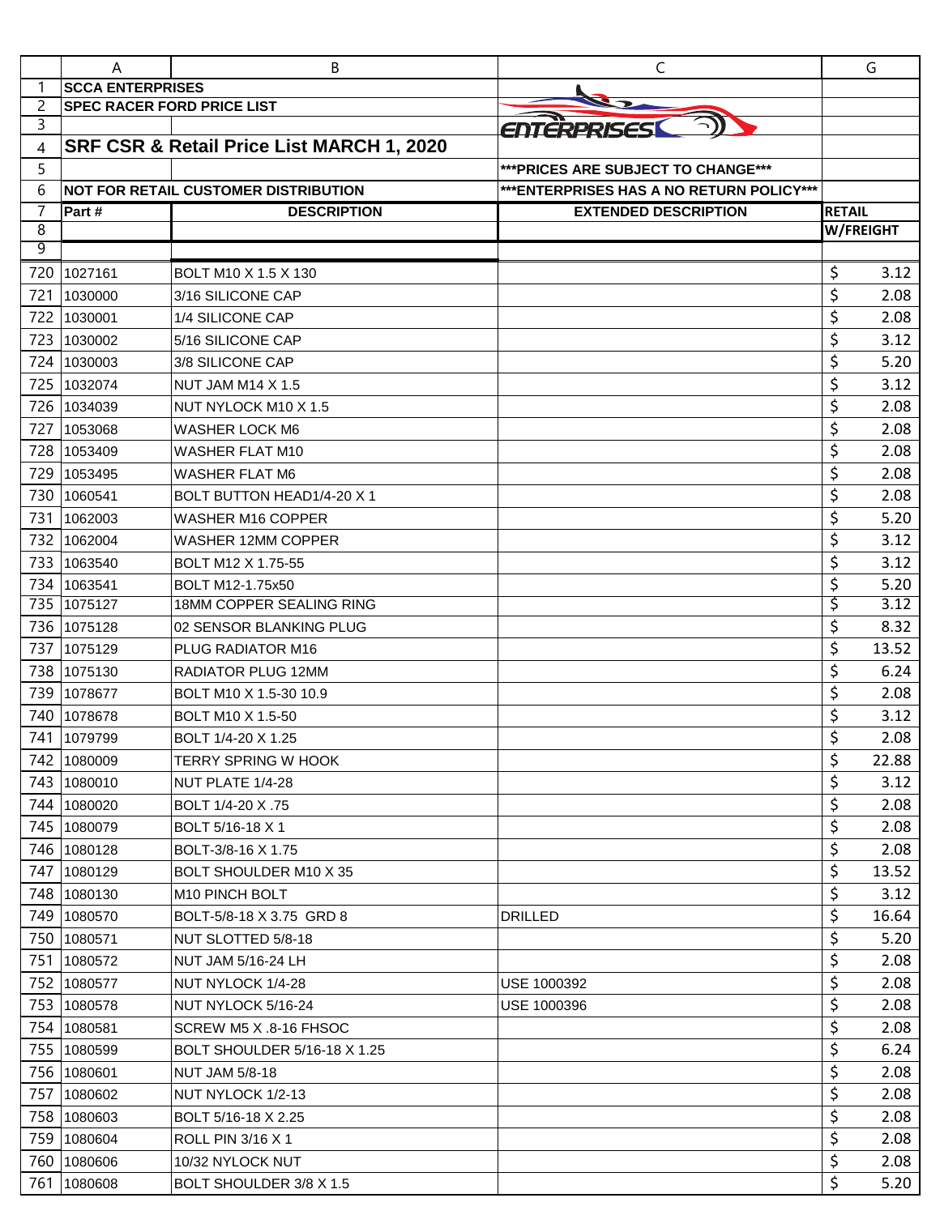SCCA ENTERPRISES

SPEC RACER FORD PRICE LIST

# SRF CSR & Retail Price List MARCH 1, 2020

***PRICES ARE SUBJECT TO CHANGE***

NOT FOR RETAIL CUSTOMER DISTRIBUTION

***ENTERPRISES HAS A NO RETURN POLICY***

| Part # | DESCRIPTION | EXTENDED DESCRIPTION | RETAIL W/FREIGHT |
|---|---|---|---|
| 1027161 | BOLT M10 X 1.5 X 130 | | $ 3.12 |
| 1030000 | 3/16 SILICONE CAP | | $ 2.08 |
| 1030001 | 1/4 SILICONE CAP | | $ 2.08 |
| 1030002 | 5/16 SILICONE CAP | | $ 3.12 |
| 1030003 | 3/8 SILICONE CAP | | $ 5.20 |
| 1032074 | NUT JAM M14 X 1.5 | | $ 3.12 |
| 1034039 | NUT NYLOCK M10 X 1.5 | | $ 2.08 |
| 1053068 | WASHER LOCK M6 | | $ 2.08 |
| 1053409 | WASHER FLAT M10 | | $ 2.08 |
| 1053495 | WASHER FLAT M6 | | $ 2.08 |
| 1060541 | BOLT BUTTON HEAD1/4-20 X 1 | | $ 2.08 |
| 1062003 | WASHER M16 COPPER | | $ 5.20 |
| 1062004 | WASHER 12MM COPPER | | $ 3.12 |
| 1063540 | BOLT M12 X 1.75-55 | | $ 3.12 |
| 1063541 | BOLT M12-1.75x50 | | $ 5.20 |
| 1075127 | 18MM COPPER SEALING RING | | $ 3.12 |
| 1075128 | 02 SENSOR BLANKING PLUG | | $ 8.32 |
| 1075129 | PLUG RADIATOR M16 | | $ 13.52 |
| 1075130 | RADIATOR PLUG 12MM | | $ 6.24 |
| 1078677 | BOLT M10 X 1.5-30 10.9 | | $ 2.08 |
| 1078678 | BOLT M10 X 1.5-50 | | $ 3.12 |
| 1079799 | BOLT 1/4-20 X 1.25 | | $ 2.08 |
| 1080009 | TERRY SPRING W HOOK | | $ 22.88 |
| 1080010 | NUT PLATE 1/4-28 | | $ 3.12 |
| 1080020 | BOLT 1/4-20 X .75 | | $ 2.08 |
| 1080079 | BOLT 5/16-18 X 1 | | $ 2.08 |
| 1080128 | BOLT-3/8-16 X 1.75 | | $ 2.08 |
| 1080129 | BOLT SHOULDER M10 X 35 | | $ 13.52 |
| 1080130 | M10 PINCH BOLT | | $ 3.12 |
| 1080570 | BOLT-5/8-18 X 3.75 GRD 8 | DRILLED | $ 16.64 |
| 1080571 | NUT SLOTTED 5/8-18 | | $ 5.20 |
| 1080572 | NUT JAM 5/16-24 LH | | $ 2.08 |
| 1080577 | NUT NYLOCK 1/4-28 | USE 1000392 | $ 2.08 |
| 1080578 | NUT NYLOCK 5/16-24 | USE 1000396 | $ 2.08 |
| 1080581 | SCREW M5 X .8-16 FHSOC | | $ 2.08 |
| 1080599 | BOLT SHOULDER 5/16-18 X 1.25 | | $ 6.24 |
| 1080601 | NUT JAM 5/8-18 | | $ 2.08 |
| 1080602 | NUT NYLOCK 1/2-13 | | $ 2.08 |
| 1080603 | BOLT 5/16-18 X 2.25 | | $ 2.08 |
| 1080604 | ROLL PIN 3/16 X 1 | | $ 2.08 |
| 1080606 | 10/32 NYLOCK NUT | | $ 2.08 |
| 1080608 | BOLT SHOULDER 3/8 X 1.5 | | $ 5.20 |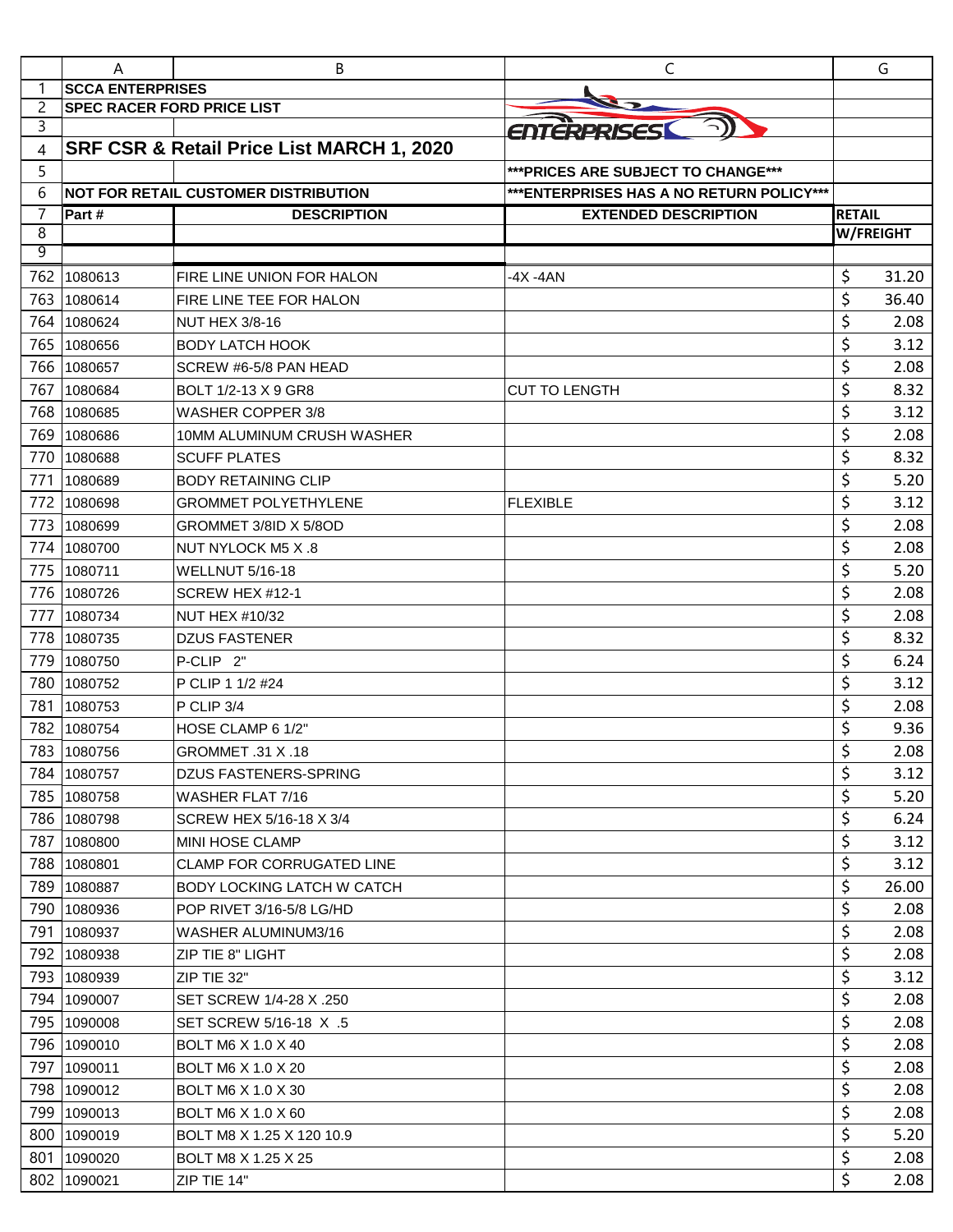**SCCA ENTERPRISES**

**SPEC RACER FORD PRICE LIST**

# SRF CSR & Retail Price List MARCH 1, 2020

***PRICES ARE SUBJECT TO CHANGE***

**NOT FOR RETAIL CUSTOMER DISTRIBUTION**

***ENTERPRISES HAS A NO RETURN POLICY***

| Part # | DESCRIPTION | EXTENDED DESCRIPTION | RETAIL W/FREIGHT |
|---|---|---|---|
| 1080613 | FIRE LINE UNION FOR HALON | -4X -4AN | $ 31.20 |
| 1080614 | FIRE LINE TEE FOR HALON | | $ 36.40 |
| 1080624 | NUT HEX 3/8-16 | | $ 2.08 |
| 1080656 | BODY LATCH HOOK | | $ 3.12 |
| 1080657 | SCREW #6-5/8 PAN HEAD | | $ 2.08 |
| 1080684 | BOLT 1/2-13 X 9 GR8 | CUT TO LENGTH | $ 8.32 |
| 1080685 | WASHER COPPER 3/8 | | $ 3.12 |
| 1080686 | 10MM ALUMINUM CRUSH WASHER | | $ 2.08 |
| 1080688 | SCUFF PLATES | | $ 8.32 |
| 1080689 | BODY RETAINING CLIP | | $ 5.20 |
| 1080698 | GROMMET POLYETHYLENE | FLEXIBLE | $ 3.12 |
| 1080699 | GROMMET 3/8ID X 5/8OD | | $ 2.08 |
| 1080700 | NUT NYLOCK M5 X .8 | | $ 2.08 |
| 1080711 | WELLNUT 5/16-18 | | $ 5.20 |
| 1080726 | SCREW HEX #12-1 | | $ 2.08 |
| 1080734 | NUT HEX #10/32 | | $ 2.08 |
| 1080735 | DZUS FASTENER | | $ 8.32 |
| 1080750 | P-CLIP 2" | | $ 6.24 |
| 1080752 | P CLIP 1 1/2 #24 | | $ 3.12 |
| 1080753 | P CLIP 3/4 | | $ 2.08 |
| 1080754 | HOSE CLAMP 6 1/2" | | $ 9.36 |
| 1080756 | GROMMET .31 X .18 | | $ 2.08 |
| 1080757 | DZUS FASTENERS-SPRING | | $ 3.12 |
| 1080758 | WASHER FLAT 7/16 | | $ 5.20 |
| 1080798 | SCREW HEX 5/16-18 X 3/4 | | $ 6.24 |
| 1080800 | MINI HOSE CLAMP | | $ 3.12 |
| 1080801 | CLAMP FOR CORRUGATED LINE | | $ 3.12 |
| 1080887 | BODY LOCKING LATCH W CATCH | | $ 26.00 |
| 1080936 | POP RIVET 3/16-5/8 LG/HD | | $ 2.08 |
| 1080937 | WASHER ALUMINUM3/16 | | $ 2.08 |
| 1080938 | ZIP TIE 8" LIGHT | | $ 2.08 |
| 1080939 | ZIP TIE 32" | | $ 3.12 |
| 1090007 | SET SCREW 1/4-28 X .250 | | $ 2.08 |
| 1090008 | SET SCREW 5/16-18 X .5 | | $ 2.08 |
| 1090010 | BOLT M6 X 1.0 X 40 | | $ 2.08 |
| 1090011 | BOLT M6 X 1.0 X 20 | | $ 2.08 |
| 1090012 | BOLT M6 X 1.0 X 30 | | $ 2.08 |
| 1090013 | BOLT M6 X 1.0 X 60 | | $ 2.08 |
| 1090019 | BOLT M8 X 1.25 X 120 10.9 | | $ 5.20 |
| 1090020 | BOLT M8 X 1.25 X 25 | | $ 2.08 |
| 1090021 | ZIP TIE 14" | | $ 2.08 |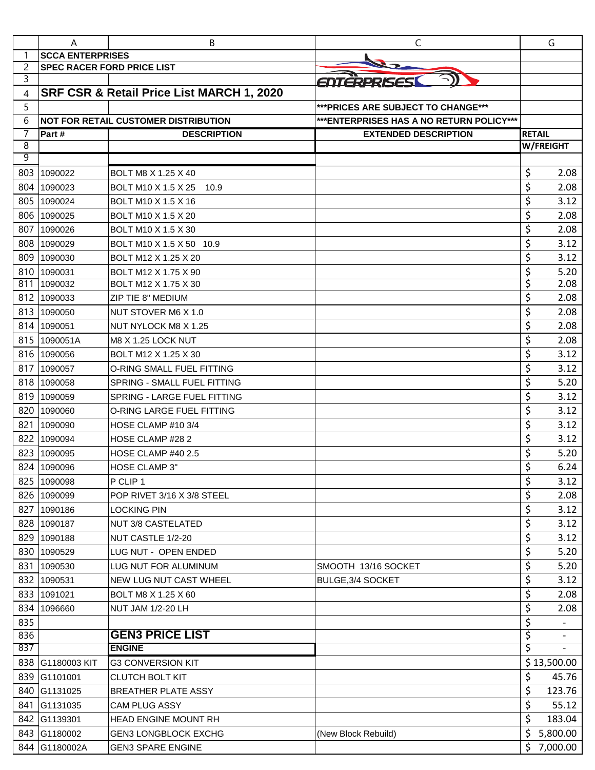| | A | B | C | G |
|---|---|---|---|---|
| 1 | **SCCA ENTERPRISES** | | | |
| 2 | **SPEC RACER FORD PRICE LIST** | | | |
| 3 | | | | |
| 4 | **SRF CSR & Retail Price List MARCH 1, 2020** | | | |
| 5 | | | **\*\*\*PRICES ARE SUBJECT TO CHANGE\*\*\*** | |
| 6 | **NOT FOR RETAIL CUSTOMER DISTRIBUTION** | | **\*\*\*ENTERPRISES HAS A NO RETURN POLICY\*\*\*** | |
| 7 | **Part #** | **DESCRIPTION** | **EXTENDED DESCRIPTION** | **RETAIL** |
| 8 | | | | **W/FREIGHT** |
| 9 | | | | |
| 803 | 1090022 | BOLT M8 X 1.25 X 40 | | $ 2.08 |
| 804 | 1090023 | BOLT M10 X 1.5 X 25 10.9 | | $ 2.08 |
| 805 | 1090024 | BOLT M10 X 1.5 X 16 | | $ 3.12 |
| 806 | 1090025 | BOLT M10 X 1.5 X 20 | | $ 2.08 |
| 807 | 1090026 | BOLT M10 X 1.5 X 30 | | $ 2.08 |
| 808 | 1090029 | BOLT M10 X 1.5 X 50 10.9 | | $ 3.12 |
| 809 | 1090030 | BOLT M12 X 1.25 X 20 | | $ 3.12 |
| 810 | 1090031 | BOLT M12 X 1.75 X 90 | | $ 5.20 |
| 811 | 1090032 | BOLT M12 X 1.75 X 30 | | $ 2.08 |
| 812 | 1090033 | ZIP TIE 8" MEDIUM | | $ 2.08 |
| 813 | 1090050 | NUT STOVER M6 X 1.0 | | $ 2.08 |
| 814 | 1090051 | NUT NYLOCK M8 X 1.25 | | $ 2.08 |
| 815 | 1090051A | M8 X 1.25 LOCK NUT | | $ 2.08 |
| 816 | 1090056 | BOLT M12 X 1.25 X 30 | | $ 3.12 |
| 817 | 1090057 | O-RING SMALL FUEL FITTING | | $ 3.12 |
| 818 | 1090058 | SPRING - SMALL FUEL FITTING | | $ 5.20 |
| 819 | 1090059 | SPRING - LARGE FUEL FITTING | | $ 3.12 |
| 820 | 1090060 | O-RING LARGE FUEL FITTING | | $ 3.12 |
| 821 | 1090090 | HOSE CLAMP #10 3/4 | | $ 3.12 |
| 822 | 1090094 | HOSE CLAMP #28 2 | | $ 3.12 |
| 823 | 1090095 | HOSE CLAMP #40 2.5 | | $ 5.20 |
| 824 | 1090096 | HOSE CLAMP 3" | | $ 6.24 |
| 825 | 1090098 | P CLIP 1 | | $ 3.12 |
| 826 | 1090099 | POP RIVET 3/16 X 3/8 STEEL | | $ 2.08 |
| 827 | 1090186 | LOCKING PIN | | $ 3.12 |
| 828 | 1090187 | NUT 3/8 CASTELATED | | $ 3.12 |
| 829 | 1090188 | NUT CASTLE 1/2-20 | | $ 3.12 |
| 830 | 1090529 | LUG NUT - OPEN ENDED | | $ 5.20 |
| 831 | 1090530 | LUG NUT FOR ALUMINUM | SMOOTH 13/16 SOCKET | $ 5.20 |
| 832 | 1090531 | NEW LUG NUT CAST WHEEL | BULGE,3/4 SOCKET | $ 3.12 |
| 833 | 1091021 | BOLT M8 X 1.25 X 60 | | $ 2.08 |
| 834 | 1096660 | NUT JAM 1/2-20 LH | | $ 2.08 |
| 835 | | | | $ - |
| 836 | | **GEN3 PRICE LIST** | | $ - |
| 837 | | **ENGINE** | | $ - |
| 838 | G1180003 KIT | G3 CONVERSION KIT | | $ 13,500.00 |
| 839 | G1101001 | CLUTCH BOLT KIT | | $ 45.76 |
| 840 | G1131025 | BREATHER PLATE ASSY | | $ 123.76 |
| 841 | G1131035 | CAM PLUG ASSY | | $ 55.12 |
| 842 | G1139301 | HEAD ENGINE MOUNT RH | | $ 183.04 |
| 843 | G1180002 | GEN3 LONGBLOCK EXCHG | (New Block Rebuild) | $ 5,800.00 |
| 844 | G1180002A | GEN3 SPARE ENGINE | | $ 7,000.00 |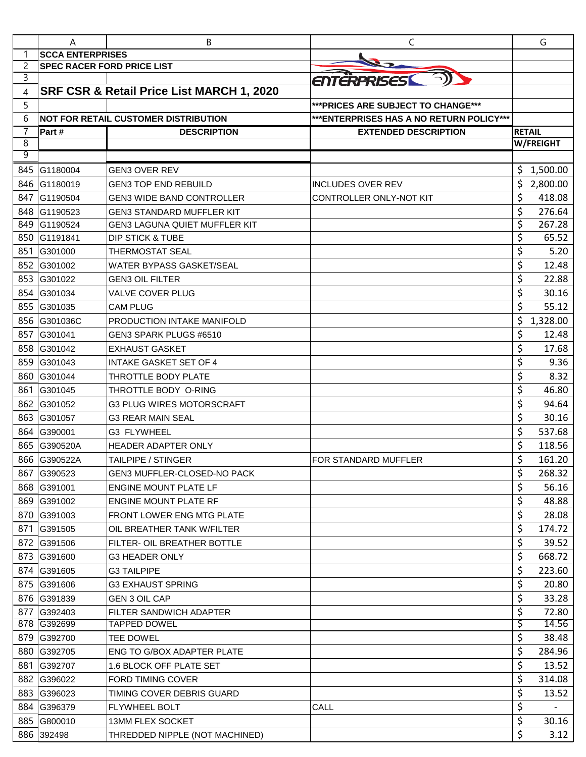**SCCA ENTERPRISES**

**SPEC RACER FORD PRICE LIST**

# SRF CSR & Retail Price List MARCH 1, 2020

***PRICES ARE SUBJECT TO CHANGE***

**NOT FOR RETAIL CUSTOMER DISTRIBUTION**

***ENTERPRISES HAS A NO RETURN POLICY***

| Part # | DESCRIPTION | EXTENDED DESCRIPTION | RETAIL W/FREIGHT |
|---|---|---|---|
| G1180004 | GEN3 OVER REV | | $ 1,500.00 |
| G1180019 | GEN3 TOP END REBUILD | INCLUDES OVER REV | $ 2,800.00 |
| G1190504 | GEN3 WIDE BAND CONTROLLER | CONTROLLER ONLY-NOT KIT | $ 418.08 |
| G1190523 | GEN3 STANDARD MUFFLER KIT | | $ 276.64 |
| G1190524 | GEN3 LAGUNA QUIET MUFFLER KIT | | $ 267.28 |
| G1191841 | DIP STICK & TUBE | | $ 65.52 |
| G301000 | THERMOSTAT SEAL | | $ 5.20 |
| G301002 | WATER BYPASS GASKET/SEAL | | $ 12.48 |
| G301022 | GEN3 OIL FILTER | | $ 22.88 |
| G301034 | VALVE COVER PLUG | | $ 30.16 |
| G301035 | CAM PLUG | | $ 55.12 |
| G301036C | PRODUCTION INTAKE MANIFOLD | | $ 1,328.00 |
| G301041 | GEN3 SPARK PLUGS #6510 | | $ 12.48 |
| G301042 | EXHAUST GASKET | | $ 17.68 |
| G301043 | INTAKE GASKET SET OF 4 | | $ 9.36 |
| G301044 | THROTTLE BODY PLATE | | $ 8.32 |
| G301045 | THROTTLE BODY O-RING | | $ 46.80 |
| G301052 | G3 PLUG WIRES MOTORSCRAFT | | $ 94.64 |
| G301057 | G3 REAR MAIN SEAL | | $ 30.16 |
| G390001 | G3 FLYWHEEL | | $ 537.68 |
| G390520A | HEADER ADAPTER ONLY | | $ 118.56 |
| G390522A | TAILPIPE / STINGER | FOR STANDARD MUFFLER | $ 161.20 |
| G390523 | GEN3 MUFFLER-CLOSED-NO PACK | | $ 268.32 |
| G391001 | ENGINE MOUNT PLATE LF | | $ 56.16 |
| G391002 | ENGINE MOUNT PLATE RF | | $ 48.88 |
| G391003 | FRONT LOWER ENG MTG PLATE | | $ 28.08 |
| G391505 | OIL BREATHER TANK W/FILTER | | $ 174.72 |
| G391506 | FILTER- OIL BREATHER BOTTLE | | $ 39.52 |
| G391600 | G3 HEADER ONLY | | $ 668.72 |
| G391605 | G3 TAILPIPE | | $ 223.60 |
| G391606 | G3 EXHAUST SPRING | | $ 20.80 |
| G391839 | GEN 3 OIL CAP | | $ 33.28 |
| G392403 | FILTER SANDWICH ADAPTER | | $ 72.80 |
| G392699 | TAPPED DOWEL | | $ 14.56 |
| G392700 | TEE DOWEL | | $ 38.48 |
| G392705 | ENG TO G/BOX ADAPTER PLATE | | $ 284.96 |
| G392707 | 1.6 BLOCK OFF PLATE SET | | $ 13.52 |
| G396022 | FORD TIMING COVER | | $ 314.08 |
| G396023 | TIMING COVER DEBRIS GUARD | | $ 13.52 |
| G396379 | FLYWHEEL BOLT | CALL | $ - |
| G800010 | 13MM FLEX SOCKET | | $ 30.16 |
| 392498 | THREDDED NIPPLE (NOT MACHINED) | | $ 3.12 |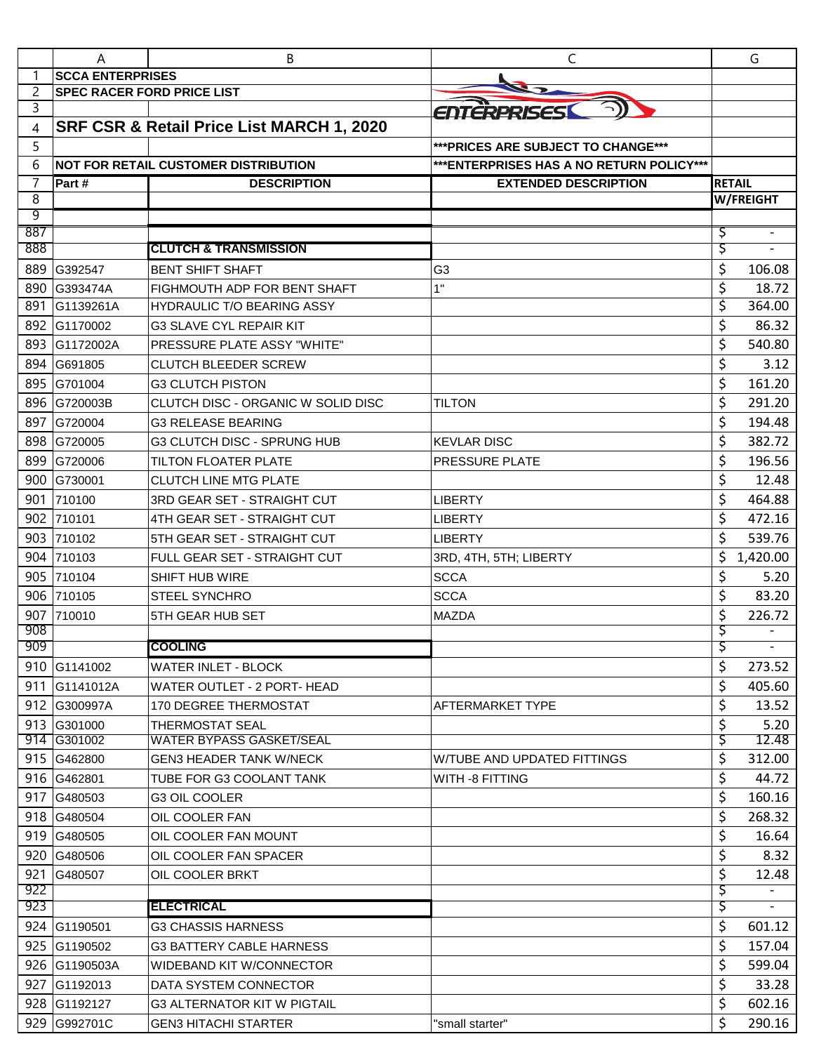| | A | B | C | G |
|---|---|---|---|---|
| 1 | **SCCA ENTERPRISES** | | | |
| 2 | **SPEC RACER FORD PRICE LIST** | | | |
| 3 | | | | |
| 4 | **SRF CSR & Retail Price List MARCH 1, 2020** | | | |
| 5 | | | ***PRICES ARE SUBJECT TO CHANGE*** | |
| 6 | **NOT FOR RETAIL CUSTOMER DISTRIBUTION** | | ***ENTERPRISES HAS A NO RETURN POLICY*** | |
| 7 | **Part #** | **DESCRIPTION** | **EXTENDED DESCRIPTION** | **RETAIL** |
| 8 | | | | **W/FREIGHT** |
| 9 | | | | |
| 887 | | | | $ - |
| 888 | | **CLUTCH & TRANSMISSION** | | $ - |
| 889 | G392547 | BENT SHIFT SHAFT | G3 | $ 106.08 |
| 890 | G393474A | FIGHMOUTH ADP FOR BENT SHAFT | 1" | $ 18.72 |
| 891 | G1139261A | HYDRAULIC T/O BEARING ASSY | | $ 364.00 |
| 892 | G1170002 | G3 SLAVE CYL REPAIR KIT | | $ 86.32 |
| 893 | G1172002A | PRESSURE PLATE ASSY "WHITE" | | $ 540.80 |
| 894 | G691805 | CLUTCH BLEEDER SCREW | | $ 3.12 |
| 895 | G701004 | G3 CLUTCH PISTON | | $ 161.20 |
| 896 | G720003B | CLUTCH DISC - ORGANIC W SOLID DISC | TILTON | $ 291.20 |
| 897 | G720004 | G3 RELEASE BEARING | | $ 194.48 |
| 898 | G720005 | G3 CLUTCH DISC - SPRUNG HUB | KEVLAR DISC | $ 382.72 |
| 899 | G720006 | TILTON FLOATER PLATE | PRESSURE PLATE | $ 196.56 |
| 900 | G730001 | CLUTCH LINE MTG PLATE | | $ 12.48 |
| 901 | 710100 | 3RD GEAR SET - STRAIGHT CUT | LIBERTY | $ 464.88 |
| 902 | 710101 | 4TH GEAR SET - STRAIGHT CUT | LIBERTY | $ 472.16 |
| 903 | 710102 | 5TH GEAR SET - STRAIGHT CUT | LIBERTY | $ 539.76 |
| 904 | 710103 | FULL GEAR SET - STRAIGHT CUT | 3RD, 4TH, 5TH; LIBERTY | $ 1,420.00 |
| 905 | 710104 | SHIFT HUB WIRE | SCCA | $ 5.20 |
| 906 | 710105 | STEEL SYNCHRO | SCCA | $ 83.20 |
| 907 | 710010 | 5TH GEAR HUB SET | MAZDA | $ 226.72 |
| 908 | | | | $ - |
| 909 | | **COOLING** | | $ - |
| 910 | G1141002 | WATER INLET - BLOCK | | $ 273.52 |
| 911 | G1141012A | WATER OUTLET - 2 PORT- HEAD | | $ 405.60 |
| 912 | G300997A | 170 DEGREE THERMOSTAT | AFTERMARKET TYPE | $ 13.52 |
| 913 | G301000 | THERMOSTAT SEAL | | $ 5.20 |
| 914 | G301002 | WATER BYPASS GASKET/SEAL | | $ 12.48 |
| 915 | G462800 | GEN3 HEADER TANK W/NECK | W/TUBE AND UPDATED FITTINGS | $ 312.00 |
| 916 | G462801 | TUBE FOR G3 COOLANT TANK | WITH -8 FITTING | $ 44.72 |
| 917 | G480503 | G3 OIL COOLER | | $ 160.16 |
| 918 | G480504 | OIL COOLER FAN | | $ 268.32 |
| 919 | G480505 | OIL COOLER FAN MOUNT | | $ 16.64 |
| 920 | G480506 | OIL COOLER FAN SPACER | | $ 8.32 |
| 921 | G480507 | OIL COOLER BRKT | | $ 12.48 |
| 922 | | | | $ - |
| 923 | | **ELECTRICAL** | | $ - |
| 924 | G1190501 | G3 CHASSIS HARNESS | | $ 601.12 |
| 925 | G1190502 | G3 BATTERY CABLE HARNESS | | $ 157.04 |
| 926 | G1190503A | WIDEBAND KIT W/CONNECTOR | | $ 599.04 |
| 927 | G1192013 | DATA SYSTEM CONNECTOR | | $ 33.28 |
| 928 | G1192127 | G3 ALTERNATOR KIT W PIGTAIL | | $ 602.16 |
| 929 | G992701C | GEN3 HITACHI STARTER | "small starter" | $ 290.16 |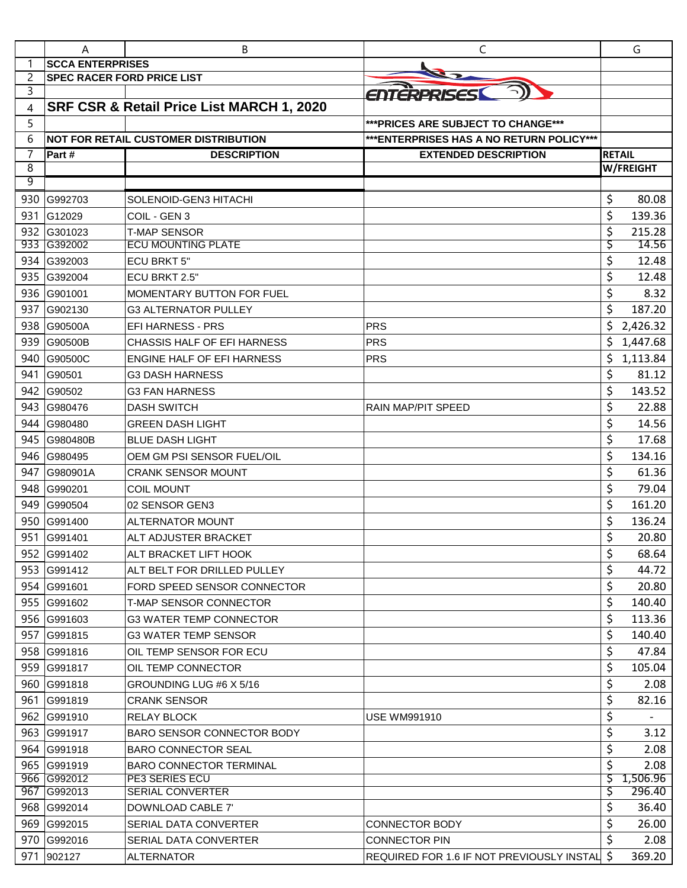**SCCA ENTERPRISES**

**SPEC RACER FORD PRICE LIST**

# SRF CSR & Retail Price List MARCH 1, 2020

**\*\*\*PRICES ARE SUBJECT TO CHANGE\*\*\***

**NOT FOR RETAIL CUSTOMER DISTRIBUTION**

**\*\*\*ENTERPRISES HAS A NO RETURN POLICY\*\*\***

| Part # | DESCRIPTION | EXTENDED DESCRIPTION | RETAIL W/FREIGHT |
|---|---|---|---|
| G992703 | SOLENOID-GEN3 HITACHI | | $ 80.08 |
| G12029 | COIL - GEN 3 | | $ 139.36 |
| G301023 | T-MAP SENSOR | | $ 215.28 |
| G392002 | ECU MOUNTING PLATE | | $ 14.56 |
| G392003 | ECU BRKT 5" | | $ 12.48 |
| G392004 | ECU BRKT 2.5" | | $ 12.48 |
| G901001 | MOMENTARY BUTTON FOR FUEL | | $ 8.32 |
| G902130 | G3 ALTERNATOR PULLEY | | $ 187.20 |
| G90500A | EFI HARNESS - PRS | PRS | $ 2,426.32 |
| G90500B | CHASSIS HALF OF EFI HARNESS | PRS | $ 1,447.68 |
| G90500C | ENGINE HALF OF EFI HARNESS | PRS | $ 1,113.84 |
| G90501 | G3 DASH HARNESS | | $ 81.12 |
| G90502 | G3 FAN HARNESS | | $ 143.52 |
| G980476 | DASH SWITCH | RAIN MAP/PIT SPEED | $ 22.88 |
| G980480 | GREEN DASH LIGHT | | $ 14.56 |
| G980480B | BLUE DASH LIGHT | | $ 17.68 |
| G980495 | OEM GM PSI SENSOR FUEL/OIL | | $ 134.16 |
| G980901A | CRANK SENSOR MOUNT | | $ 61.36 |
| G990201 | COIL MOUNT | | $ 79.04 |
| G990504 | 02 SENSOR GEN3 | | $ 161.20 |
| G991400 | ALTERNATOR MOUNT | | $ 136.24 |
| G991401 | ALT ADJUSTER BRACKET | | $ 20.80 |
| G991402 | ALT BRACKET LIFT HOOK | | $ 68.64 |
| G991412 | ALT BELT FOR DRILLED PULLEY | | $ 44.72 |
| G991601 | FORD SPEED SENSOR CONNECTOR | | $ 20.80 |
| G991602 | T-MAP SENSOR CONNECTOR | | $ 140.40 |
| G991603 | G3 WATER TEMP CONNECTOR | | $ 113.36 |
| G991815 | G3 WATER TEMP SENSOR | | $ 140.40 |
| G991816 | OIL TEMP SENSOR FOR ECU | | $ 47.84 |
| G991817 | OIL TEMP CONNECTOR | | $ 105.04 |
| G991818 | GROUNDING LUG #6 X 5/16 | | $ 2.08 |
| G991819 | CRANK SENSOR | | $ 82.16 |
| G991910 | RELAY BLOCK | USE WM991910 | $ - |
| G991917 | BARO SENSOR CONNECTOR BODY | | $ 3.12 |
| G991918 | BARO CONNECTOR SEAL | | $ 2.08 |
| G991919 | BARO CONNECTOR TERMINAL | | $ 2.08 |
| G992012 | PE3 SERIES ECU | | $ 1,506.96 |
| G992013 | SERIAL CONVERTER | | $ 296.40 |
| G992014 | DOWNLOAD CABLE 7' | | $ 36.40 |
| G992015 | SERIAL DATA CONVERTER | CONNECTOR BODY | $ 26.00 |
| G992016 | SERIAL DATA CONVERTER | CONNECTOR PIN | $ 2.08 |
| 902127 | ALTERNATOR | REQUIRED FOR 1.6 IF NOT PREVIOUSLY INSTAL | $ 369.20 |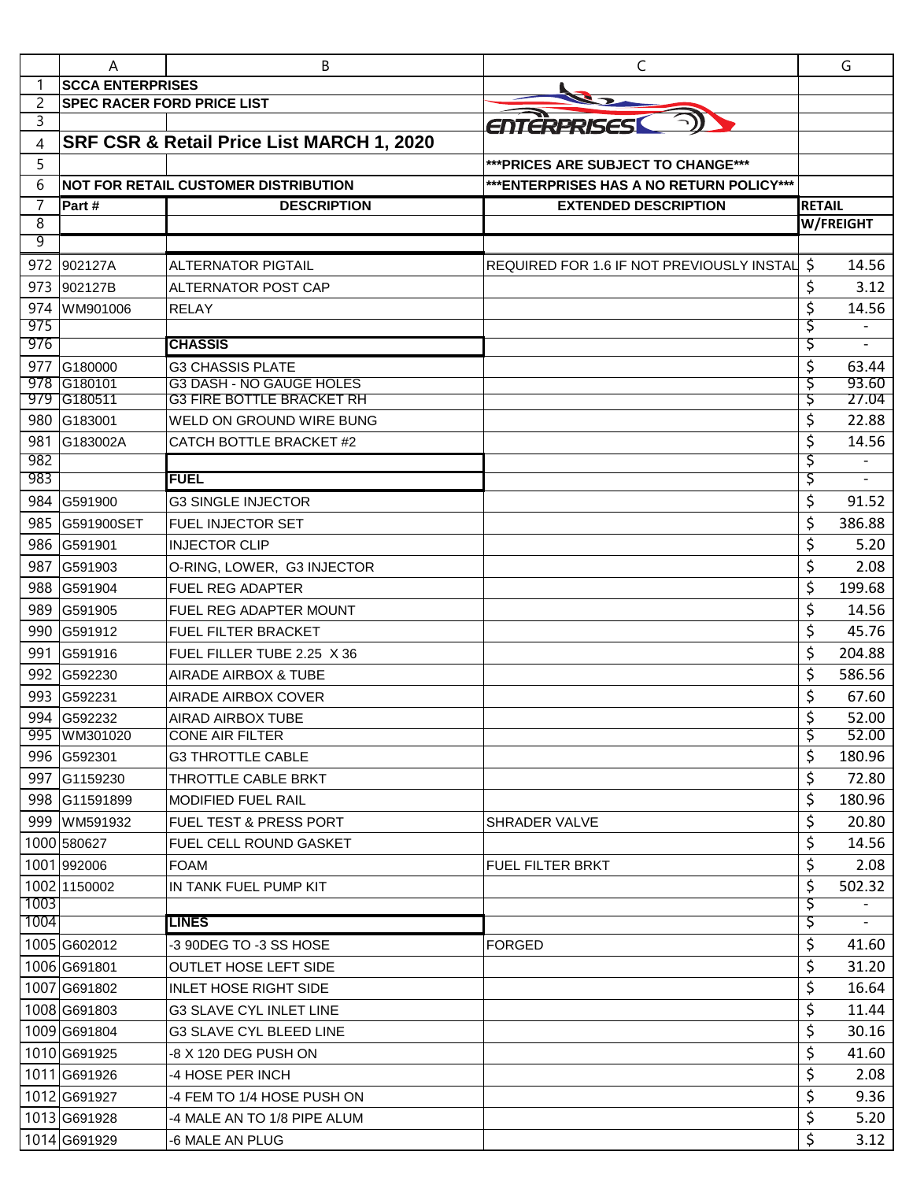| | A | B | C | G |
|---|---|---|---|---|
| 1 | **SCCA ENTERPRISES** | | | |
| 2 | **SPEC RACER FORD PRICE LIST** | | | |
| 3 | | | | |
| 4 | **SRF CSR & Retail Price List MARCH 1, 2020** | | | |
| 5 | | | **\*\*\*PRICES ARE SUBJECT TO CHANGE\*\*\*** | |
| 6 | **NOT FOR RETAIL CUSTOMER DISTRIBUTION** | | **\*\*\*ENTERPRISES HAS A NO RETURN POLICY\*\*\*** | |
| 7 | **Part #** | **DESCRIPTION** | **EXTENDED DESCRIPTION** | **RETAIL** |
| 8 | | | | **W/FREIGHT** |
| 9 | | | | |
| 972 | 902127A | ALTERNATOR PIGTAIL | REQUIRED FOR 1.6 IF NOT PREVIOUSLY INSTAL | $ 14.56 |
| 973 | 902127B | ALTERNATOR POST CAP | | $ 3.12 |
| 974 | WM901006 | RELAY | | $ 14.56 |
| 975 | | | | $ - |
| 976 | | **CHASSIS** | | $ - |
| 977 | G180000 | G3 CHASSIS PLATE | | $ 63.44 |
| 978 | G180101 | G3 DASH - NO GAUGE HOLES | | $ 93.60 |
| 979 | G180511 | G3 FIRE BOTTLE BRACKET RH | | $ 27.04 |
| 980 | G183001 | WELD ON GROUND WIRE BUNG | | $ 22.88 |
| 981 | G183002A | CATCH BOTTLE BRACKET #2 | | $ 14.56 |
| 982 | | | | $ - |
| 983 | | **FUEL** | | $ - |
| 984 | G591900 | G3 SINGLE INJECTOR | | $ 91.52 |
| 985 | G591900SET | FUEL INJECTOR SET | | $ 386.88 |
| 986 | G591901 | INJECTOR CLIP | | $ 5.20 |
| 987 | G591903 | O-RING, LOWER, G3 INJECTOR | | $ 2.08 |
| 988 | G591904 | FUEL REG ADAPTER | | $ 199.68 |
| 989 | G591905 | FUEL REG ADAPTER MOUNT | | $ 14.56 |
| 990 | G591912 | FUEL FILTER BRACKET | | $ 45.76 |
| 991 | G591916 | FUEL FILLER TUBE 2.25 X 36 | | $ 204.88 |
| 992 | G592230 | AIRADE AIRBOX & TUBE | | $ 586.56 |
| 993 | G592231 | AIRADE AIRBOX COVER | | $ 67.60 |
| 994 | G592232 | AIRAD AIRBOX TUBE | | $ 52.00 |
| 995 | WM301020 | CONE AIR FILTER | | $ 52.00 |
| 996 | G592301 | G3 THROTTLE CABLE | | $ 180.96 |
| 997 | G1159230 | THROTTLE CABLE BRKT | | $ 72.80 |
| 998 | G11591899 | MODIFIED FUEL RAIL | | $ 180.96 |
| 999 | WM591932 | FUEL TEST & PRESS PORT | SHRADER VALVE | $ 20.80 |
| 1000 | 580627 | FUEL CELL ROUND GASKET | | $ 14.56 |
| 1001 | 992006 | FOAM | FUEL FILTER BRKT | $ 2.08 |
| 1002 | 1150002 | IN TANK FUEL PUMP KIT | | $ 502.32 |
| 1003 | | | | $ - |
| 1004 | | **LINES** | | $ - |
| 1005 | G602012 | -3 90DEG TO -3 SS HOSE | FORGED | $ 41.60 |
| 1006 | G691801 | OUTLET HOSE LEFT SIDE | | $ 31.20 |
| 1007 | G691802 | INLET HOSE RIGHT SIDE | | $ 16.64 |
| 1008 | G691803 | G3 SLAVE CYL INLET LINE | | $ 11.44 |
| 1009 | G691804 | G3 SLAVE CYL BLEED LINE | | $ 30.16 |
| 1010 | G691925 | -8 X 120 DEG PUSH ON | | $ 41.60 |
| 1011 | G691926 | -4 HOSE PER INCH | | $ 2.08 |
| 1012 | G691927 | -4 FEM TO 1/4 HOSE PUSH ON | | $ 9.36 |
| 1013 | G691928 | -4 MALE AN TO 1/8 PIPE ALUM | | $ 5.20 |
| 1014 | G691929 | -6 MALE AN PLUG | | $ 3.12 |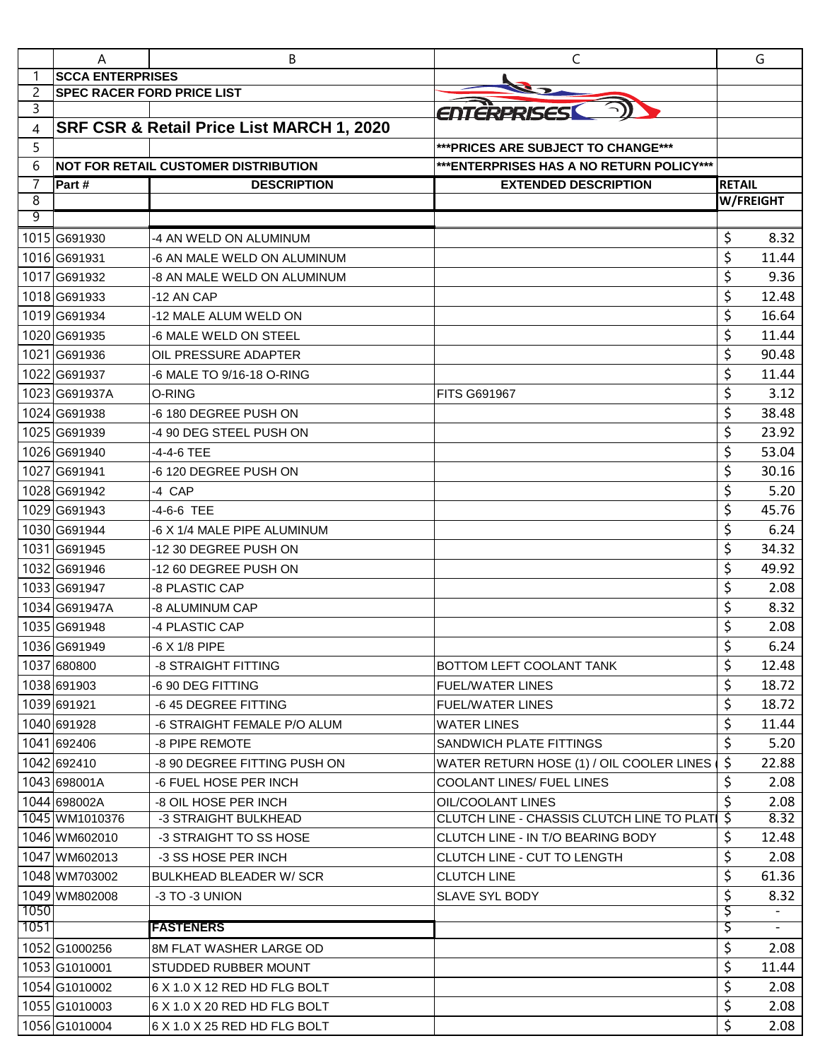| | A | B | C | G |
|---|---|---|---|---|
| 1 | **SCCA ENTERPRISES** | | | |
| 2 | **SPEC RACER FORD PRICE LIST** | | | |
| 3 | | | ENTERPRISES | |
| 4 | **SRF CSR & Retail Price List MARCH 1, 2020** | | | |
| 5 | | | **\*\*\*PRICES ARE SUBJECT TO CHANGE\*\*\*** | |
| 6 | **NOT FOR RETAIL CUSTOMER DISTRIBUTION** | | **\*\*\*ENTERPRISES HAS A NO RETURN POLICY\*\*\*** | |
| 7 | **Part #** | **DESCRIPTION** | **EXTENDED DESCRIPTION** | **RETAIL** |
| 8 | | | | **W/FREIGHT** |
| 9 | | | | |
| 1015 | G691930 | -4 AN WELD ON ALUMINUM | | $ 8.32 |
| 1016 | G691931 | -6 AN MALE WELD ON ALUMINUM | | $ 11.44 |
| 1017 | G691932 | -8 AN MALE WELD ON ALUMINUM | | $ 9.36 |
| 1018 | G691933 | -12 AN CAP | | $ 12.48 |
| 1019 | G691934 | -12 MALE ALUM WELD ON | | $ 16.64 |
| 1020 | G691935 | -6 MALE WELD ON STEEL | | $ 11.44 |
| 1021 | G691936 | OIL PRESSURE ADAPTER | | $ 90.48 |
| 1022 | G691937 | -6 MALE TO 9/16-18 O-RING | | $ 11.44 |
| 1023 | G691937A | O-RING | FITS G691967 | $ 3.12 |
| 1024 | G691938 | -6 180 DEGREE PUSH ON | | $ 38.48 |
| 1025 | G691939 | -4 90 DEG STEEL PUSH ON | | $ 23.92 |
| 1026 | G691940 | -4-4-6 TEE | | $ 53.04 |
| 1027 | G691941 | -6 120 DEGREE PUSH ON | | $ 30.16 |
| 1028 | G691942 | -4 CAP | | $ 5.20 |
| 1029 | G691943 | -4-6-6 TEE | | $ 45.76 |
| 1030 | G691944 | -6 X 1/4 MALE PIPE ALUMINUM | | $ 6.24 |
| 1031 | G691945 | -12 30 DEGREE PUSH ON | | $ 34.32 |
| 1032 | G691946 | -12 60 DEGREE PUSH ON | | $ 49.92 |
| 1033 | G691947 | -8 PLASTIC CAP | | $ 2.08 |
| 1034 | G691947A | -8 ALUMINUM CAP | | $ 8.32 |
| 1035 | G691948 | -4 PLASTIC CAP | | $ 2.08 |
| 1036 | G691949 | -6 X 1/8 PIPE | | $ 6.24 |
| 1037 | 680800 | -8 STRAIGHT FITTING | BOTTOM LEFT COOLANT TANK | $ 12.48 |
| 1038 | 691903 | -6 90 DEG FITTING | FUEL/WATER LINES | $ 18.72 |
| 1039 | 691921 | -6 45 DEGREE FITTING | FUEL/WATER LINES | $ 18.72 |
| 1040 | 691928 | -6 STRAIGHT FEMALE P/O ALUM | WATER LINES | $ 11.44 |
| 1041 | 692406 | -8 PIPE REMOTE | SANDWICH PLATE FITTINGS | $ 5.20 |
| 1042 | 692410 | -8 90 DEGREE FITTING PUSH ON | WATER RETURN HOSE (1) / OIL COOLER LINES | $ 22.88 |
| 1043 | 698001A | -6 FUEL HOSE PER INCH | COOLANT LINES/ FUEL LINES | $ 2.08 |
| 1044 | 698002A | -8 OIL HOSE PER INCH | OIL/COOLANT LINES | $ 2.08 |
| 1045 | WM1010376 | -3 STRAIGHT BULKHEAD | CLUTCH LINE - CHASSIS CLUTCH LINE TO PLATI | $ 8.32 |
| 1046 | WM602010 | -3 STRAIGHT TO SS HOSE | CLUTCH LINE - IN T/O BEARING BODY | $ 12.48 |
| 1047 | WM602013 | -3 SS HOSE PER INCH | CLUTCH LINE - CUT TO LENGTH | $ 2.08 |
| 1048 | WM703002 | BULKHEAD BLEADER W/ SCR | CLUTCH LINE | $ 61.36 |
| 1049 | WM802008 | -3 TO -3 UNION | SLAVE SYL BODY | $ 8.32 |
| 1050 | | | | $ - |
| 1051 | | **FASTENERS** | | $ - |
| 1052 | G1000256 | 8M FLAT WASHER LARGE OD | | $ 2.08 |
| 1053 | G1010001 | STUDDED RUBBER MOUNT | | $ 11.44 |
| 1054 | G1010002 | 6 X 1.0 X 12 RED HD FLG BOLT | | $ 2.08 |
| 1055 | G1010003 | 6 X 1.0 X 20 RED HD FLG BOLT | | $ 2.08 |
| 1056 | G1010004 | 6 X 1.0 X 25 RED HD FLG BOLT | | $ 2.08 |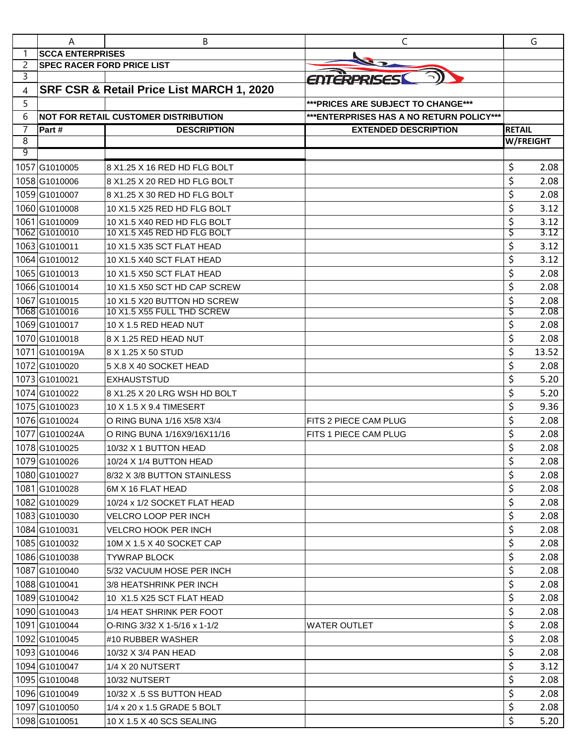| | A | B | C | G |
|---|---|---|---|---|
| 1 | **SCCA ENTERPRISES** | | | |
| 2 | **SPEC RACER FORD PRICE LIST** | | | |
| 3 | | | | |
| 4 | **SRF CSR & Retail Price List MARCH 1, 2020** | | | |
| 5 | | | **\*\*\*PRICES ARE SUBJECT TO CHANGE\*\*\*** | |
| 6 | **NOT FOR RETAIL CUSTOMER DISTRIBUTION** | | **\*\*\*ENTERPRISES HAS A NO RETURN POLICY\*\*\*** | |
| 7 | **Part #** | **DESCRIPTION** | **EXTENDED DESCRIPTION** | **RETAIL** |
| 8 | | | | **W/FREIGHT** |
| 9 | | | | |
| 1057 | G1010005 | 8 X1.25 X 16 RED HD FLG BOLT | | $ 2.08 |
| 1058 | G1010006 | 8 X1.25 X 20 RED HD FLG BOLT | | $ 2.08 |
| 1059 | G1010007 | 8 X1.25 X 30 RED HD FLG BOLT | | $ 2.08 |
| 1060 | G1010008 | 10 X1.5 X25 RED HD FLG BOLT | | $ 3.12 |
| 1061 | G1010009 | 10 X1.5 X40 RED HD FLG BOLT | | $ 3.12 |
| 1062 | G1010010 | 10 X1.5 X45 RED HD FLG BOLT | | $ 3.12 |
| 1063 | G1010011 | 10 X1.5 X35 SCT FLAT HEAD | | $ 3.12 |
| 1064 | G1010012 | 10 X1.5 X40 SCT FLAT HEAD | | $ 3.12 |
| 1065 | G1010013 | 10 X1.5 X50 SCT FLAT HEAD | | $ 2.08 |
| 1066 | G1010014 | 10 X1.5 X50 SCT HD CAP SCREW | | $ 2.08 |
| 1067 | G1010015 | 10 X1.5 X20 BUTTON HD SCREW | | $ 2.08 |
| 1068 | G1010016 | 10 X1.5 X55 FULL THD SCREW | | $ 2.08 |
| 1069 | G1010017 | 10 X 1.5 RED HEAD NUT | | $ 2.08 |
| 1070 | G1010018 | 8 X 1.25 RED HEAD NUT | | $ 2.08 |
| 1071 | G1010019A | 8 X 1.25 X 50 STUD | | $ 13.52 |
| 1072 | G1010020 | 5 X.8 X 40 SOCKET HEAD | | $ 2.08 |
| 1073 | G1010021 | EXHAUSTSTUD | | $ 5.20 |
| 1074 | G1010022 | 8 X1.25 X 20 LRG WSH HD BOLT | | $ 5.20 |
| 1075 | G1010023 | 10 X 1.5 X 9.4 TIMESERT | | $ 9.36 |
| 1076 | G1010024 | O RING BUNA 1/16 X5/8 X3/4 | FITS 2 PIECE CAM PLUG | $ 2.08 |
| 1077 | G1010024A | O RING BUNA 1/16X9/16X11/16 | FITS 1 PIECE CAM PLUG | $ 2.08 |
| 1078 | G1010025 | 10/32 X 1 BUTTON HEAD | | $ 2.08 |
| 1079 | G1010026 | 10/24 X 1/4 BUTTON HEAD | | $ 2.08 |
| 1080 | G1010027 | 8/32 X 3/8 BUTTON STAINLESS | | $ 2.08 |
| 1081 | G1010028 | 6M X 16 FLAT HEAD | | $ 2.08 |
| 1082 | G1010029 | 10/24 x 1/2 SOCKET FLAT HEAD | | $ 2.08 |
| 1083 | G1010030 | VELCRO LOOP PER INCH | | $ 2.08 |
| 1084 | G1010031 | VELCRO HOOK PER INCH | | $ 2.08 |
| 1085 | G1010032 | 10M X 1.5 X 40 SOCKET CAP | | $ 2.08 |
| 1086 | G1010038 | TYWRAP BLOCK | | $ 2.08 |
| 1087 | G1010040 | 5/32 VACUUM HOSE PER INCH | | $ 2.08 |
| 1088 | G1010041 | 3/8 HEATSHRINK PER INCH | | $ 2.08 |
| 1089 | G1010042 | 10 X1.5 X25 SCT FLAT HEAD | | $ 2.08 |
| 1090 | G1010043 | 1/4 HEAT SHRINK PER FOOT | | $ 2.08 |
| 1091 | G1010044 | O-RING 3/32 X 1-5/16 x 1-1/2 | WATER OUTLET | $ 2.08 |
| 1092 | G1010045 | #10 RUBBER WASHER | | $ 2.08 |
| 1093 | G1010046 | 10/32 X 3/4 PAN HEAD | | $ 2.08 |
| 1094 | G1010047 | 1/4 X 20 NUTSERT | | $ 3.12 |
| 1095 | G1010048 | 10/32 NUTSERT | | $ 2.08 |
| 1096 | G1010049 | 10/32 X .5 SS BUTTON HEAD | | $ 2.08 |
| 1097 | G1010050 | 1/4 x 20 x 1.5 GRADE 5 BOLT | | $ 2.08 |
| 1098 | G1010051 | 10 X 1.5 X 40 SCS SEALING | | $ 5.20 |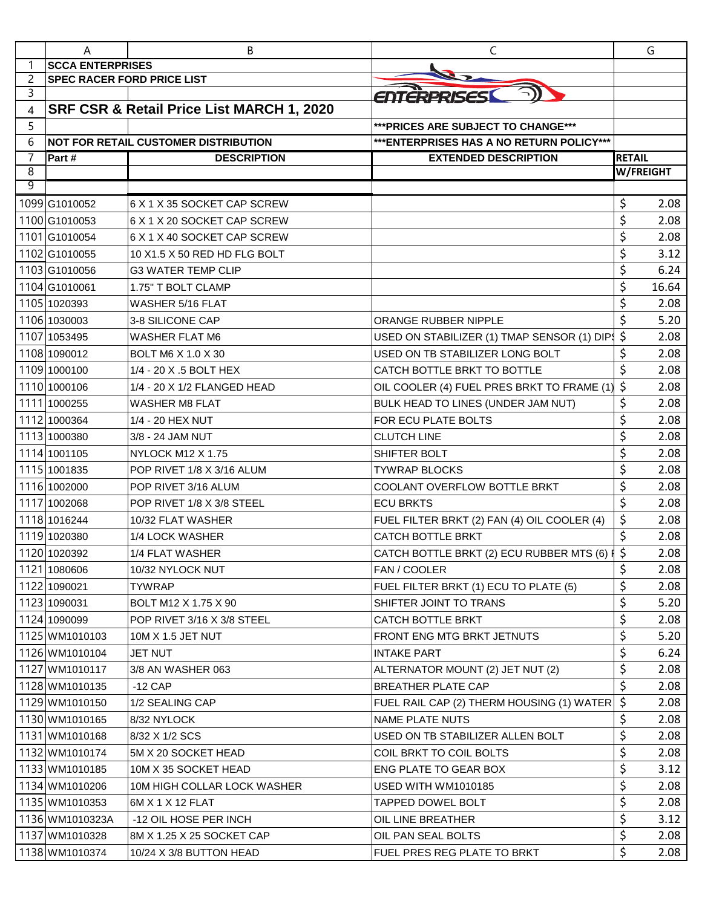| | A | B | C | G |
|---|---|---|---|---|
| 1 | SCCA ENTERPRISES | | | |
| 2 | SPEC RACER FORD PRICE LIST | | | |
| 3 | | | | |
| 4 | **SRF CSR & Retail Price List MARCH 1, 2020** | | | |
| 5 | | | ***PRICES ARE SUBJECT TO CHANGE*** | |
| 6 | NOT FOR RETAIL CUSTOMER DISTRIBUTION | | ***ENTERPRISES HAS A NO RETURN POLICY*** | |
| 7 | **Part #** | **DESCRIPTION** | **EXTENDED DESCRIPTION** | **RETAIL** |
| 8 | | | | **W/FREIGHT** |
| 9 | | | | |
| 1099 | G1010052 | 6 X 1 X 35 SOCKET CAP SCREW | | $ 2.08 |
| 1100 | G1010053 | 6 X 1 X 20 SOCKET CAP SCREW | | $ 2.08 |
| 1101 | G1010054 | 6 X 1 X 40 SOCKET CAP SCREW | | $ 2.08 |
| 1102 | G1010055 | 10 X1.5 X 50 RED HD FLG BOLT | | $ 3.12 |
| 1103 | G1010056 | G3 WATER TEMP CLIP | | $ 6.24 |
| 1104 | G1010061 | 1.75" T BOLT CLAMP | | $ 16.64 |
| 1105 | 1020393 | WASHER 5/16 FLAT | | $ 2.08 |
| 1106 | 1030003 | 3-8 SILICONE CAP | ORANGE RUBBER NIPPLE | $ 5.20 |
| 1107 | 1053495 | WASHER FLAT M6 | USED ON STABILIZER (1) TMAP SENSOR (1) DIPS | $ 2.08 |
| 1108 | 1090012 | BOLT M6 X 1.0 X 30 | USED ON TB STABILIZER LONG BOLT | $ 2.08 |
| 1109 | 1000100 | 1/4 - 20 X .5 BOLT HEX | CATCH BOTTLE BRKT TO BOTTLE | $ 2.08 |
| 1110 | 1000106 | 1/4 - 20 X 1/2 FLANGED HEAD | OIL COOLER (4) FUEL PRES BRKT TO FRAME (1) | $ 2.08 |
| 1111 | 1000255 | WASHER M8 FLAT | BULK HEAD TO LINES (UNDER JAM NUT) | $ 2.08 |
| 1112 | 1000364 | 1/4 - 20 HEX NUT | FOR ECU PLATE BOLTS | $ 2.08 |
| 1113 | 1000380 | 3/8 - 24 JAM NUT | CLUTCH LINE | $ 2.08 |
| 1114 | 1001105 | NYLOCK M12 X 1.75 | SHIFTER BOLT | $ 2.08 |
| 1115 | 1001835 | POP RIVET 1/8 X 3/16 ALUM | TYWRAP BLOCKS | $ 2.08 |
| 1116 | 1002000 | POP RIVET 3/16 ALUM | COOLANT OVERFLOW BOTTLE BRKT | $ 2.08 |
| 1117 | 1002068 | POP RIVET 1/8 X 3/8 STEEL | ECU BRKTS | $ 2.08 |
| 1118 | 1016244 | 10/32 FLAT WASHER | FUEL FILTER BRKT (2) FAN (4) OIL COOLER (4) | $ 2.08 |
| 1119 | 1020380 | 1/4 LOCK WASHER | CATCH BOTTLE BRKT | $ 2.08 |
| 1120 | 1020392 | 1/4 FLAT WASHER | CATCH BOTTLE BRKT (2) ECU RUBBER MTS (6) F | $ 2.08 |
| 1121 | 1080606 | 10/32 NYLOCK NUT | FAN / COOLER | $ 2.08 |
| 1122 | 1090021 | TYWRAP | FUEL FILTER BRKT (1) ECU TO PLATE (5) | $ 2.08 |
| 1123 | 1090031 | BOLT M12 X 1.75 X 90 | SHIFTER JOINT TO TRANS | $ 5.20 |
| 1124 | 1090099 | POP RIVET 3/16 X 3/8 STEEL | CATCH BOTTLE BRKT | $ 2.08 |
| 1125 | WM1010103 | 10M X 1.5 JET NUT | FRONT ENG MTG BRKT JETNUTS | $ 5.20 |
| 1126 | WM1010104 | JET NUT | INTAKE PART | $ 6.24 |
| 1127 | WM1010117 | 3/8 AN WASHER 063 | ALTERNATOR MOUNT (2) JET NUT (2) | $ 2.08 |
| 1128 | WM1010135 | -12 CAP | BREATHER PLATE CAP | $ 2.08 |
| 1129 | WM1010150 | 1/2 SEALING CAP | FUEL RAIL CAP (2) THERM HOUSING (1) WATER | $ 2.08 |
| 1130 | WM1010165 | 8/32 NYLOCK | NAME PLATE NUTS | $ 2.08 |
| 1131 | WM1010168 | 8/32 X 1/2 SCS | USED ON TB STABILIZER ALLEN BOLT | $ 2.08 |
| 1132 | WM1010174 | 5M X 20 SOCKET HEAD | COIL BRKT TO COIL BOLTS | $ 2.08 |
| 1133 | WM1010185 | 10M X 35 SOCKET HEAD | ENG PLATE TO GEAR BOX | $ 3.12 |
| 1134 | WM1010206 | 10M HIGH COLLAR LOCK WASHER | USED WITH WM1010185 | $ 2.08 |
| 1135 | WM1010353 | 6M X 1 X 12 FLAT | TAPPED DOWEL BOLT | $ 2.08 |
| 1136 | WM1010323A | -12 OIL HOSE PER INCH | OIL LINE BREATHER | $ 3.12 |
| 1137 | WM1010328 | 8M X 1.25 X 25 SOCKET CAP | OIL PAN SEAL BOLTS | $ 2.08 |
| 1138 | WM1010374 | 10/24 X 3/8 BUTTON HEAD | FUEL PRES REG PLATE TO BRKT | $ 2.08 |